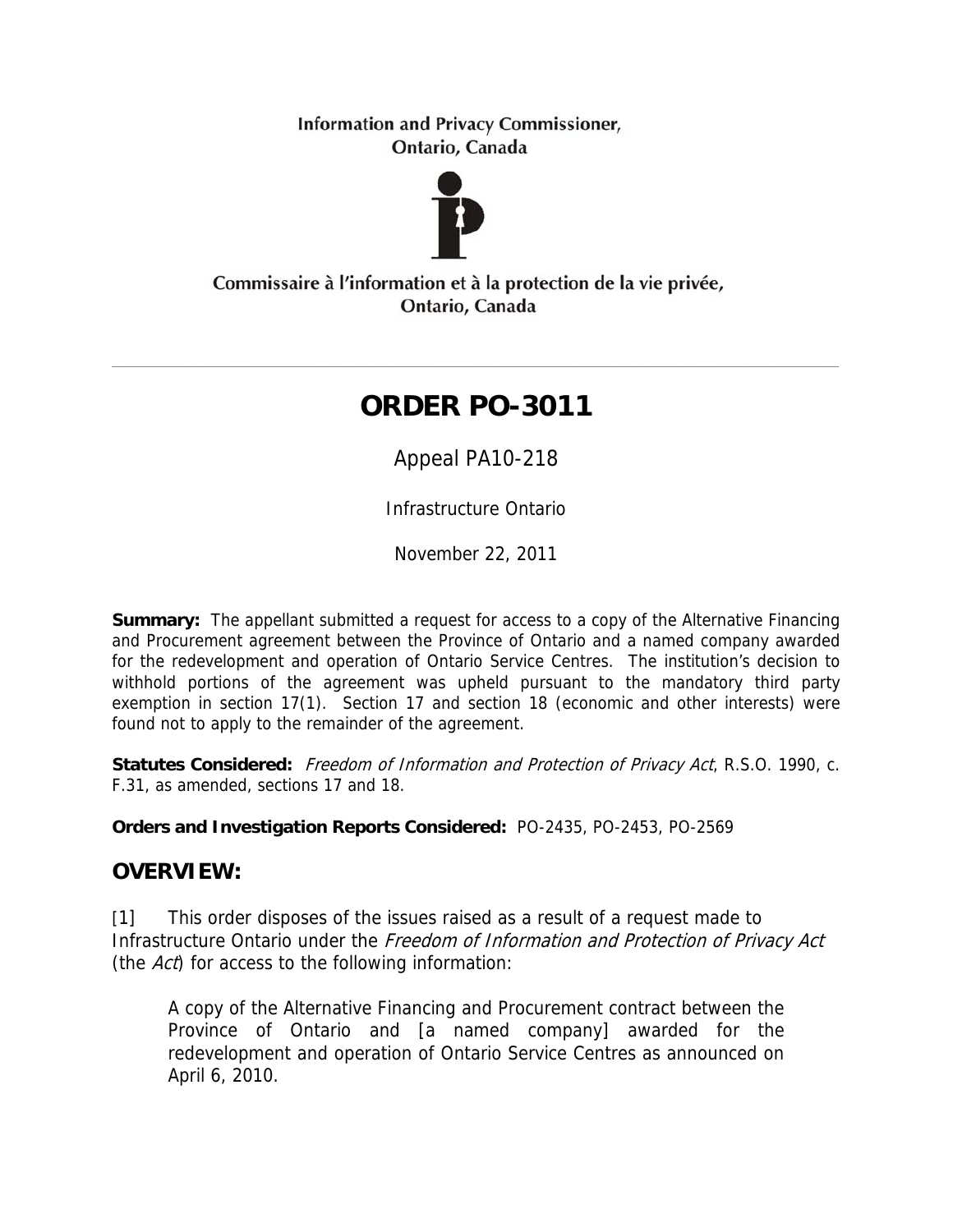Information and Privacy Commissioner,
Ontario, Canada

Commissaire à l'information et à la protection de la vie privée,
Ontario, Canada

---

# ORDER PO-3011

Appeal PA10-218

Infrastructure Ontario

November 22, 2011

**Summary:** The appellant submitted a request for access to a copy of the Alternative Financing and Procurement agreement between the Province of Ontario and a named company awarded for the redevelopment and operation of Ontario Service Centres. The institution's decision to withhold portions of the agreement was upheld pursuant to the mandatory third party exemption in section 17(1). Section 17 and section 18 (economic and other interests) were found not to apply to the remainder of the agreement.

**Statutes Considered:** *Freedom of Information and Protection of Privacy Act*, R.S.O. 1990, c. F.31, as amended, sections 17 and 18.

**Orders and Investigation Reports Considered:** PO-2435, PO-2453, PO-2569

## OVERVIEW:

[1] This order disposes of the issues raised as a result of a request made to Infrastructure Ontario under the *Freedom of Information and Protection of Privacy Act* (the *Act*) for access to the following information:

> A copy of the Alternative Financing and Procurement contract between the Province of Ontario and [a named company] awarded for the redevelopment and operation of Ontario Service Centres as announced on April 6, 2010.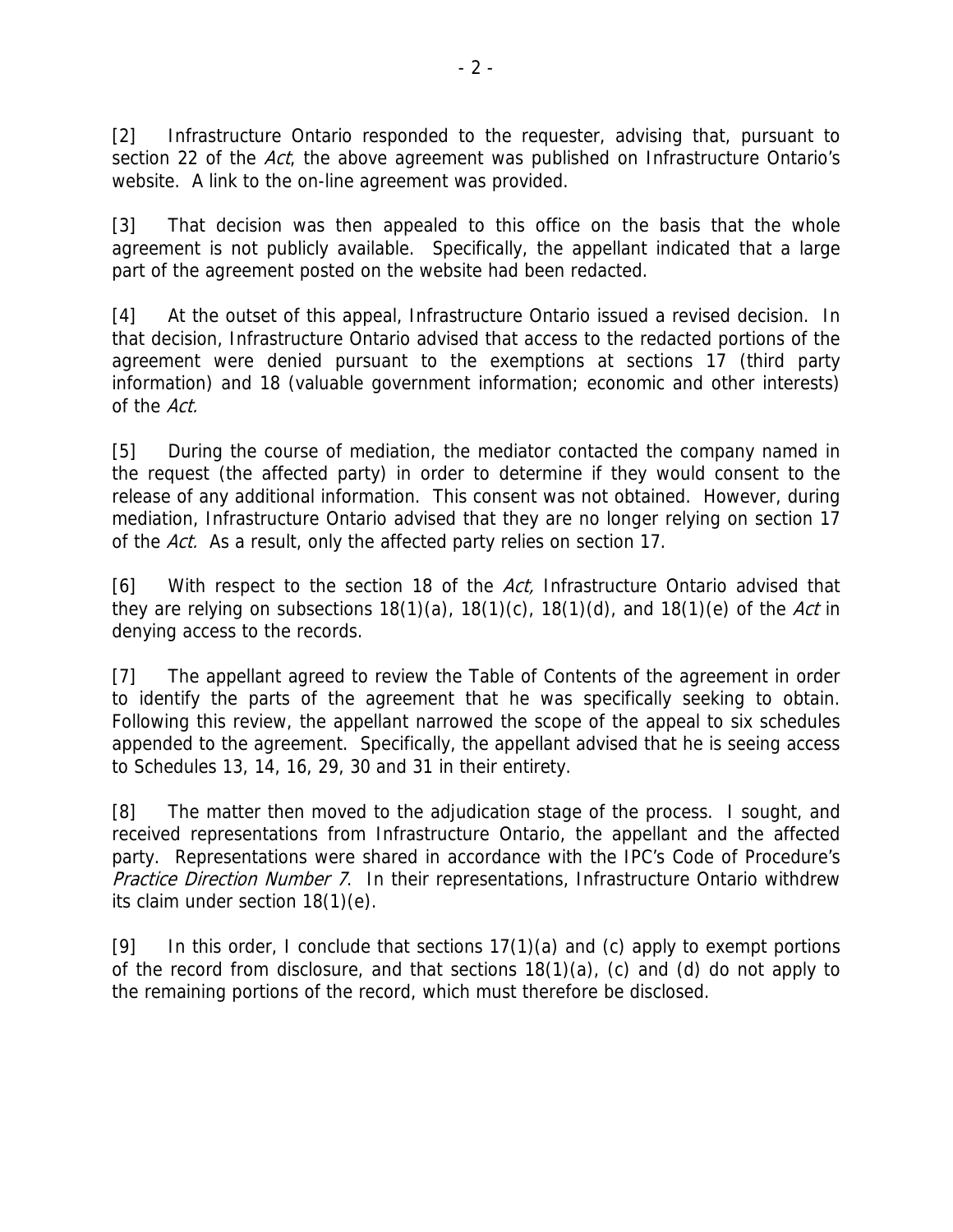[2] Infrastructure Ontario responded to the requester, advising that, pursuant to section 22 of the *Act*, the above agreement was published on Infrastructure Ontario's website. A link to the on-line agreement was provided.

[3] That decision was then appealed to this office on the basis that the whole agreement is not publicly available. Specifically, the appellant indicated that a large part of the agreement posted on the website had been redacted.

[4] At the outset of this appeal, Infrastructure Ontario issued a revised decision. In that decision, Infrastructure Ontario advised that access to the redacted portions of the agreement were denied pursuant to the exemptions at sections 17 (third party information) and 18 (valuable government information; economic and other interests) of the *Act.*

[5] During the course of mediation, the mediator contacted the company named in the request (the affected party) in order to determine if they would consent to the release of any additional information. This consent was not obtained. However, during mediation, Infrastructure Ontario advised that they are no longer relying on section 17 of the *Act.* As a result, only the affected party relies on section 17.

[6] With respect to the section 18 of the *Act,* Infrastructure Ontario advised that they are relying on subsections 18(1)(a), 18(1)(c), 18(1)(d), and 18(1)(e) of the *Act* in denying access to the records.

[7] The appellant agreed to review the Table of Contents of the agreement in order to identify the parts of the agreement that he was specifically seeking to obtain. Following this review, the appellant narrowed the scope of the appeal to six schedules appended to the agreement. Specifically, the appellant advised that he is seeing access to Schedules 13, 14, 16, 29, 30 and 31 in their entirety.

[8] The matter then moved to the adjudication stage of the process. I sought, and received representations from Infrastructure Ontario, the appellant and the affected party. Representations were shared in accordance with the IPC's Code of Procedure's *Practice Direction Number 7*. In their representations, Infrastructure Ontario withdrew its claim under section 18(1)(e).

[9] In this order, I conclude that sections 17(1)(a) and (c) apply to exempt portions of the record from disclosure, and that sections 18(1)(a), (c) and (d) do not apply to the remaining portions of the record, which must therefore be disclosed.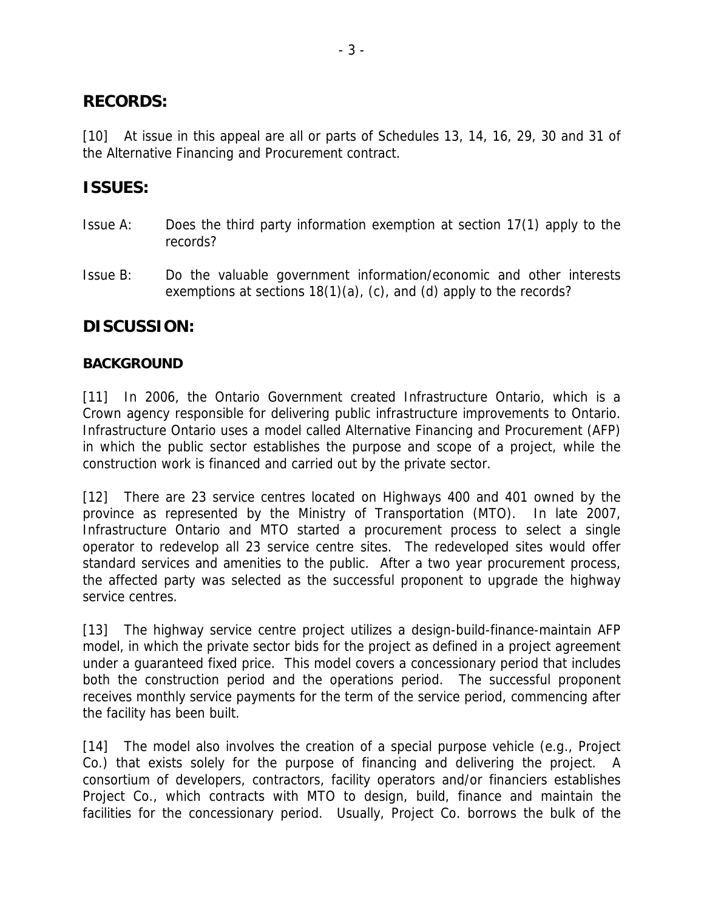## RECORDS:

[10] At issue in this appeal are all or parts of Schedules 13, 14, 16, 29, 30 and 31 of the Alternative Financing and Procurement contract.

## ISSUES:

Issue A: Does the third party information exemption at section 17(1) apply to the records?

Issue B: Do the valuable government information/economic and other interests exemptions at sections 18(1)(a), (c), and (d) apply to the records?

## DISCUSSION:

### BACKGROUND

[11] In 2006, the Ontario Government created Infrastructure Ontario, which is a Crown agency responsible for delivering public infrastructure improvements to Ontario. Infrastructure Ontario uses a model called Alternative Financing and Procurement (AFP) in which the public sector establishes the purpose and scope of a project, while the construction work is financed and carried out by the private sector.

[12] There are 23 service centres located on Highways 400 and 401 owned by the province as represented by the Ministry of Transportation (MTO). In late 2007, Infrastructure Ontario and MTO started a procurement process to select a single operator to redevelop all 23 service centre sites. The redeveloped sites would offer standard services and amenities to the public. After a two year procurement process, the affected party was selected as the successful proponent to upgrade the highway service centres.

[13] The highway service centre project utilizes a design-build-finance-maintain AFP model, in which the private sector bids for the project as defined in a project agreement under a guaranteed fixed price. This model covers a concessionary period that includes both the construction period and the operations period. The successful proponent receives monthly service payments for the term of the service period, commencing after the facility has been built.

[14] The model also involves the creation of a special purpose vehicle (e.g., Project Co.) that exists solely for the purpose of financing and delivering the project. A consortium of developers, contractors, facility operators and/or financiers establishes Project Co., which contracts with MTO to design, build, finance and maintain the facilities for the concessionary period. Usually, Project Co. borrows the bulk of the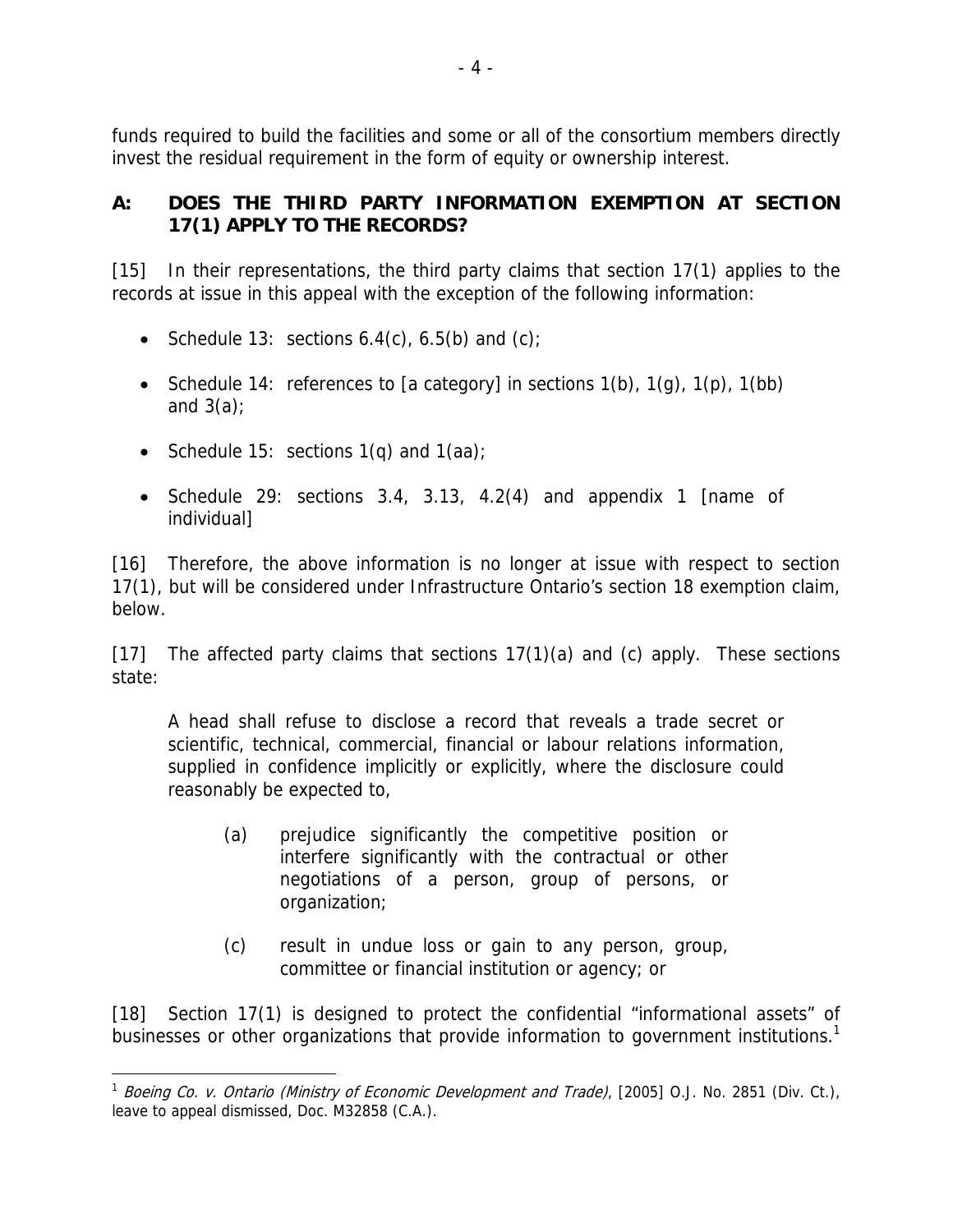funds required to build the facilities and some or all of the consortium members directly invest the residual requirement in the form of equity or ownership interest.

## A: DOES THE THIRD PARTY INFORMATION EXEMPTION AT SECTION 17(1) APPLY TO THE RECORDS?

[15] In their representations, the third party claims that section 17(1) applies to the records at issue in this appeal with the exception of the following information:

- Schedule 13: sections 6.4(c), 6.5(b) and (c);
- Schedule 14: references to [a category] in sections 1(b), 1(g), 1(p), 1(bb) and 3(a);
- Schedule 15: sections 1(q) and 1(aa);
- Schedule 29: sections 3.4, 3.13, 4.2(4) and appendix 1 [name of individual]

[16] Therefore, the above information is no longer at issue with respect to section 17(1), but will be considered under Infrastructure Ontario's section 18 exemption claim, below.

[17] The affected party claims that sections 17(1)(a) and (c) apply. These sections state:

> A head shall refuse to disclose a record that reveals a trade secret or scientific, technical, commercial, financial or labour relations information, supplied in confidence implicitly or explicitly, where the disclosure could reasonably be expected to,
>
> (a) prejudice significantly the competitive position or interfere significantly with the contractual or other negotiations of a person, group of persons, or organization;
>
> (c) result in undue loss or gain to any person, group, committee or financial institution or agency; or

[18] Section 17(1) is designed to protect the confidential "informational assets" of businesses or other organizations that provide information to government institutions.[1]

[1] *Boeing Co. v. Ontario (Ministry of Economic Development and Trade)*, [2005] O.J. No. 2851 (Div. Ct.), leave to appeal dismissed, Doc. M32858 (C.A.).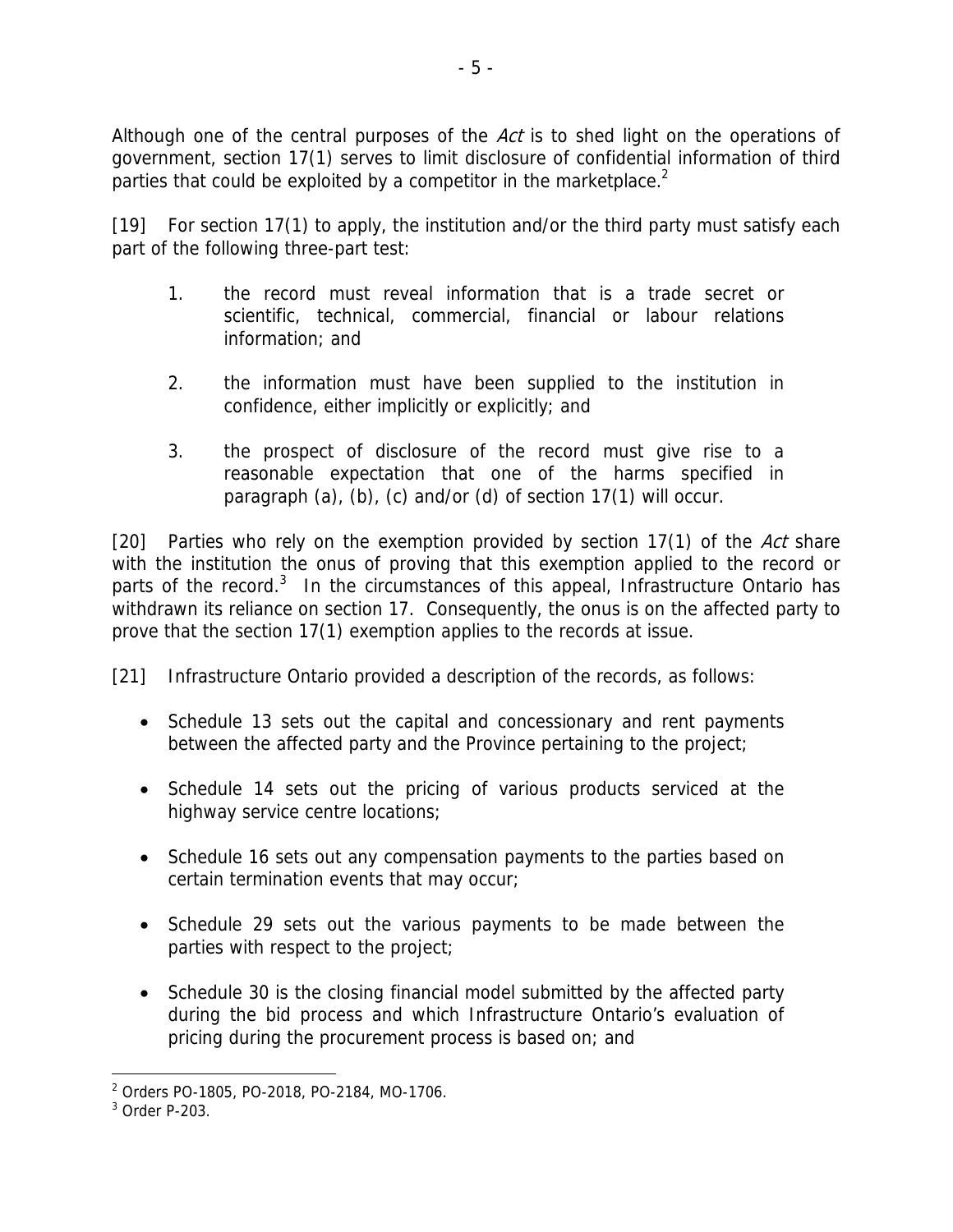Although one of the central purposes of the *Act* is to shed light on the operations of government, section 17(1) serves to limit disclosure of confidential information of third parties that could be exploited by a competitor in the marketplace.[2]

[19] For section 17(1) to apply, the institution and/or the third party must satisfy each part of the following three-part test:

1. the record must reveal information that is a trade secret or scientific, technical, commercial, financial or labour relations information; and

2. the information must have been supplied to the institution in confidence, either implicitly or explicitly; and

3. the prospect of disclosure of the record must give rise to a reasonable expectation that one of the harms specified in paragraph (a), (b), (c) and/or (d) of section 17(1) will occur.

[20] Parties who rely on the exemption provided by section 17(1) of the *Act* share with the institution the onus of proving that this exemption applied to the record or parts of the record.[3] In the circumstances of this appeal, Infrastructure Ontario has withdrawn its reliance on section 17. Consequently, the onus is on the affected party to prove that the section 17(1) exemption applies to the records at issue.

[21] Infrastructure Ontario provided a description of the records, as follows:

- Schedule 13 sets out the capital and concessionary and rent payments between the affected party and the Province pertaining to the project;
- Schedule 14 sets out the pricing of various products serviced at the highway service centre locations;
- Schedule 16 sets out any compensation payments to the parties based on certain termination events that may occur;
- Schedule 29 sets out the various payments to be made between the parties with respect to the project;
- Schedule 30 is the closing financial model submitted by the affected party during the bid process and which Infrastructure Ontario's evaluation of pricing during the procurement process is based on; and

---

[2] Orders PO-1805, PO-2018, PO-2184, MO-1706.

[3] Order P-203.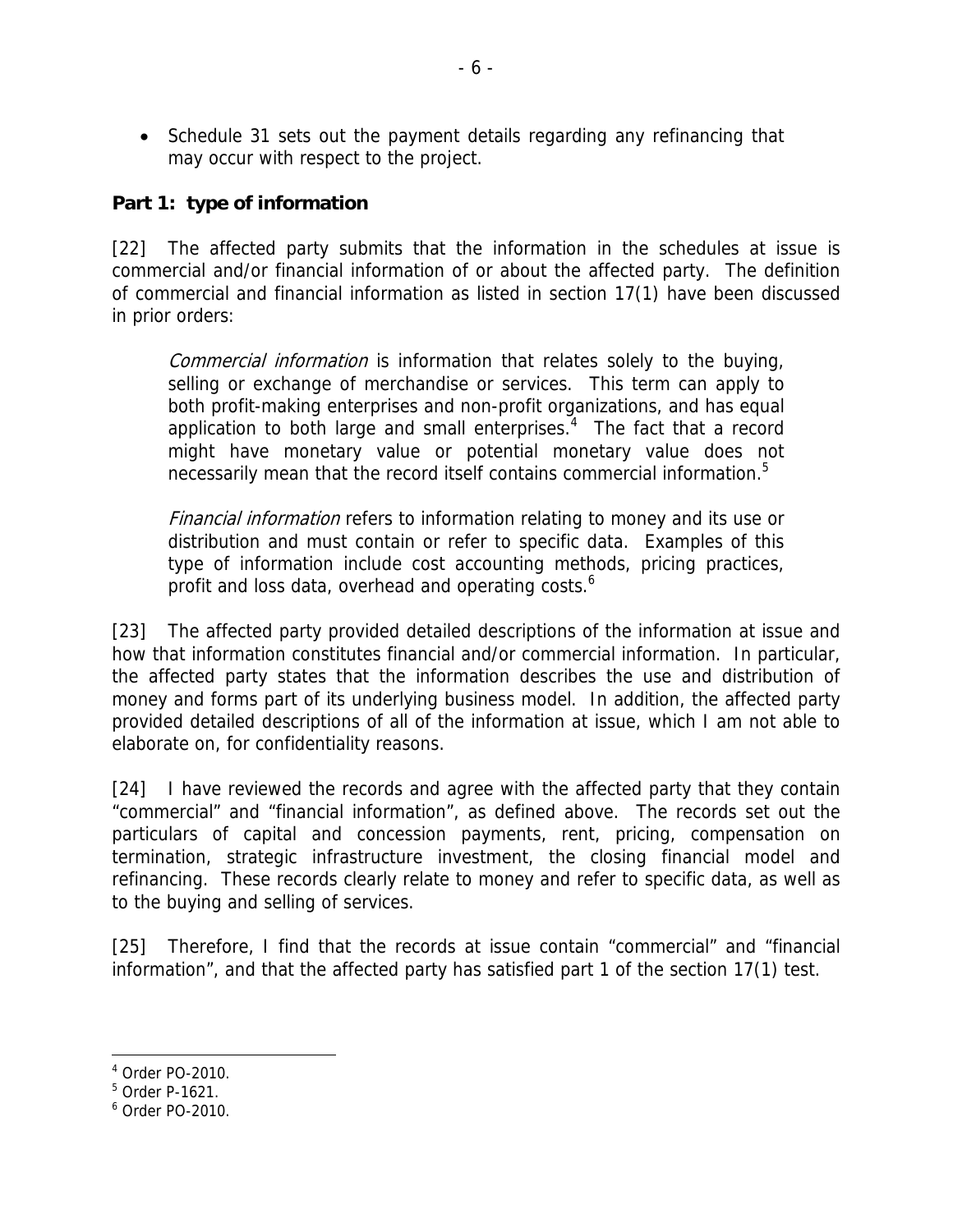- Schedule 31 sets out the payment details regarding any refinancing that may occur with respect to the project.

**Part 1: type of information**

[22] The affected party submits that the information in the schedules at issue is commercial and/or financial information of or about the affected party. The definition of commercial and financial information as listed in section 17(1) have been discussed in prior orders:

> *Commercial information* is information that relates solely to the buying, selling or exchange of merchandise or services. This term can apply to both profit-making enterprises and non-profit organizations, and has equal application to both large and small enterprises.[4] The fact that a record might have monetary value or potential monetary value does not necessarily mean that the record itself contains commercial information.[5]
>
> *Financial information* refers to information relating to money and its use or distribution and must contain or refer to specific data. Examples of this type of information include cost accounting methods, pricing practices, profit and loss data, overhead and operating costs.[6]

[23] The affected party provided detailed descriptions of the information at issue and how that information constitutes financial and/or commercial information. In particular, the affected party states that the information describes the use and distribution of money and forms part of its underlying business model. In addition, the affected party provided detailed descriptions of all of the information at issue, which I am not able to elaborate on, for confidentiality reasons.

[24] I have reviewed the records and agree with the affected party that they contain "commercial" and "financial information", as defined above. The records set out the particulars of capital and concession payments, rent, pricing, compensation on termination, strategic infrastructure investment, the closing financial model and refinancing. These records clearly relate to money and refer to specific data, as well as to the buying and selling of services.

[25] Therefore, I find that the records at issue contain "commercial" and "financial information", and that the affected party has satisfied part 1 of the section 17(1) test.

---

[4] Order PO-2010.

[5] Order P-1621.

[6] Order PO-2010.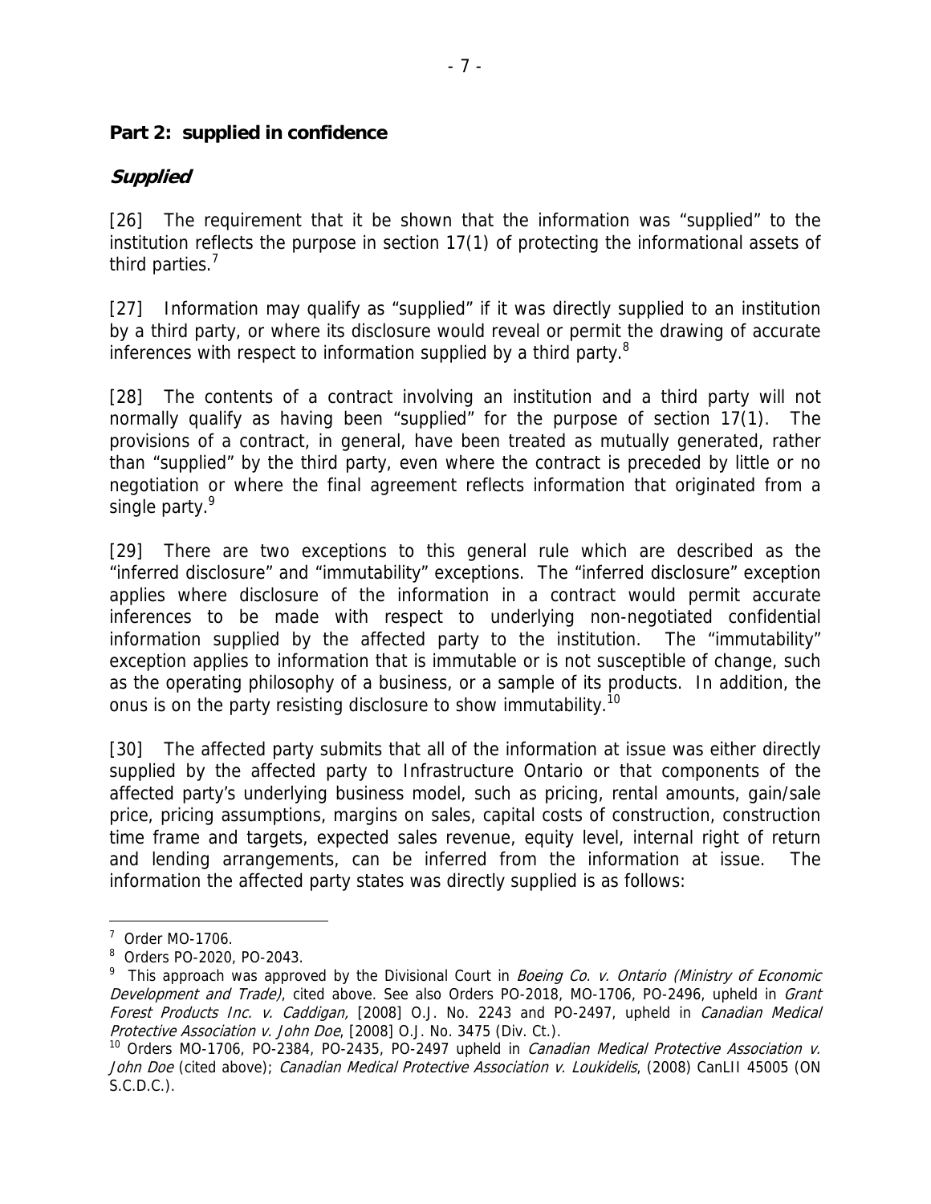**Part 2: supplied in confidence**

***Supplied***

[26] The requirement that it be shown that the information was "supplied" to the institution reflects the purpose in section 17(1) of protecting the informational assets of third parties.[7]

[27] Information may qualify as "supplied" if it was directly supplied to an institution by a third party, or where its disclosure would reveal or permit the drawing of accurate inferences with respect to information supplied by a third party.[8]

[28] The contents of a contract involving an institution and a third party will not normally qualify as having been "supplied" for the purpose of section 17(1). The provisions of a contract, in general, have been treated as mutually generated, rather than "supplied" by the third party, even where the contract is preceded by little or no negotiation or where the final agreement reflects information that originated from a single party.[9]

[29] There are two exceptions to this general rule which are described as the "inferred disclosure" and "immutability" exceptions. The "inferred disclosure" exception applies where disclosure of the information in a contract would permit accurate inferences to be made with respect to underlying non-negotiated confidential information supplied by the affected party to the institution. The "immutability" exception applies to information that is immutable or is not susceptible of change, such as the operating philosophy of a business, or a sample of its products. In addition, the onus is on the party resisting disclosure to show immutability.[10]

[30] The affected party submits that all of the information at issue was either directly supplied by the affected party to Infrastructure Ontario or that components of the affected party's underlying business model, such as pricing, rental amounts, gain/sale price, pricing assumptions, margins on sales, capital costs of construction, construction time frame and targets, expected sales revenue, equity level, internal right of return and lending arrangements, can be inferred from the information at issue. The information the affected party states was directly supplied is as follows:

---

[7] Order MO-1706.

[8] Orders PO-2020, PO-2043.

[9] This approach was approved by the Divisional Court in *Boeing Co. v. Ontario (Ministry of Economic Development and Trade)*, cited above. See also Orders PO-2018, MO-1706, PO-2496, upheld in *Grant Forest Products Inc. v. Caddigan,* [2008] O.J. No. 2243 and PO-2497, upheld in *Canadian Medical Protective Association v. John Doe*, [2008] O.J. No. 3475 (Div. Ct.).

[10] Orders MO-1706, PO-2384, PO-2435, PO-2497 upheld in *Canadian Medical Protective Association v. John Doe* (cited above); *Canadian Medical Protective Association v. Loukidelis*, (2008) CanLII 45005 (ON S.C.D.C.).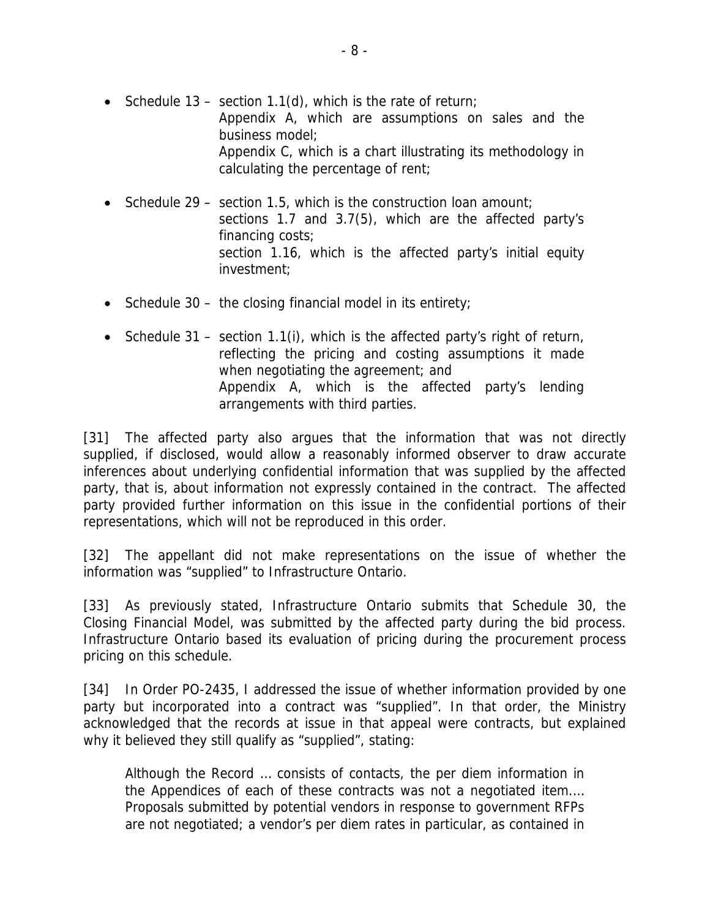- Schedule 13 – section 1.1(d), which is the rate of return;
  Appendix A, which are assumptions on sales and the business model;
  Appendix C, which is a chart illustrating its methodology in calculating the percentage of rent;

- Schedule 29 – section 1.5, which is the construction loan amount;
  sections 1.7 and 3.7(5), which are the affected party's financing costs;
  section 1.16, which is the affected party's initial equity investment;

- Schedule 30 – the closing financial model in its entirety;

- Schedule 31 – section 1.1(i), which is the affected party's right of return, reflecting the pricing and costing assumptions it made when negotiating the agreement; and
  Appendix A, which is the affected party's lending arrangements with third parties.

[31] The affected party also argues that the information that was not directly supplied, if disclosed, would allow a reasonably informed observer to draw accurate inferences about underlying confidential information that was supplied by the affected party, that is, about information not expressly contained in the contract. The affected party provided further information on this issue in the confidential portions of their representations, which will not be reproduced in this order.

[32] The appellant did not make representations on the issue of whether the information was "supplied" to Infrastructure Ontario.

[33] As previously stated, Infrastructure Ontario submits that Schedule 30, the Closing Financial Model, was submitted by the affected party during the bid process. Infrastructure Ontario based its evaluation of pricing during the procurement process pricing on this schedule.

[34] In Order PO-2435, I addressed the issue of whether information provided by one party but incorporated into a contract was "supplied". In that order, the Ministry acknowledged that the records at issue in that appeal were contracts, but explained why it believed they still qualify as "supplied", stating:

> Although the Record … consists of contacts, the per diem information in the Appendices of each of these contracts was not a negotiated item.… Proposals submitted by potential vendors in response to government RFPs are not negotiated; a vendor's per diem rates in particular, as contained in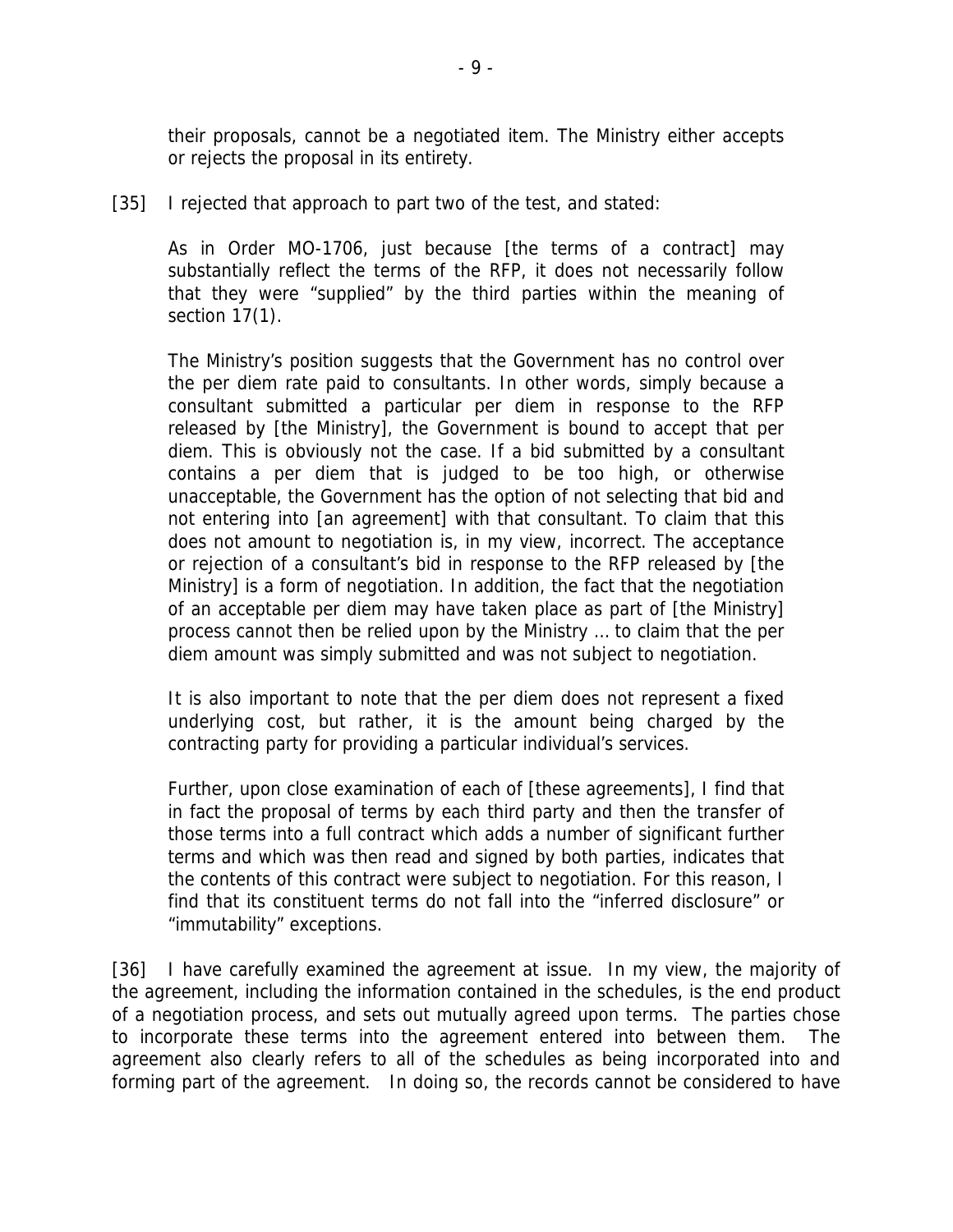> their proposals, cannot be a negotiated item. The Ministry either accepts or rejects the proposal in its entirety.

[35] I rejected that approach to part two of the test, and stated:

> As in Order MO-1706, just because [the terms of a contract] may substantially reflect the terms of the RFP, it does not necessarily follow that they were "supplied" by the third parties within the meaning of section 17(1).
>
> The Ministry's position suggests that the Government has no control over the per diem rate paid to consultants. In other words, simply because a consultant submitted a particular per diem in response to the RFP released by [the Ministry], the Government is bound to accept that per diem. This is obviously not the case. If a bid submitted by a consultant contains a per diem that is judged to be too high, or otherwise unacceptable, the Government has the option of not selecting that bid and not entering into [an agreement] with that consultant. To claim that this does not amount to negotiation is, in my view, incorrect. The acceptance or rejection of a consultant's bid in response to the RFP released by [the Ministry] is a form of negotiation. In addition, the fact that the negotiation of an acceptable per diem may have taken place as part of [the Ministry] process cannot then be relied upon by the Ministry … to claim that the per diem amount was simply submitted and was not subject to negotiation.
>
> It is also important to note that the per diem does not represent a fixed underlying cost, but rather, it is the amount being charged by the contracting party for providing a particular individual's services.
>
> Further, upon close examination of each of [these agreements], I find that in fact the proposal of terms by each third party and then the transfer of those terms into a full contract which adds a number of significant further terms and which was then read and signed by both parties, indicates that the contents of this contract were subject to negotiation. For this reason, I find that its constituent terms do not fall into the "inferred disclosure" or "immutability" exceptions.

[36] I have carefully examined the agreement at issue. In my view, the majority of the agreement, including the information contained in the schedules, is the end product of a negotiation process, and sets out mutually agreed upon terms. The parties chose to incorporate these terms into the agreement entered into between them. The agreement also clearly refers to all of the schedules as being incorporated into and forming part of the agreement. In doing so, the records cannot be considered to have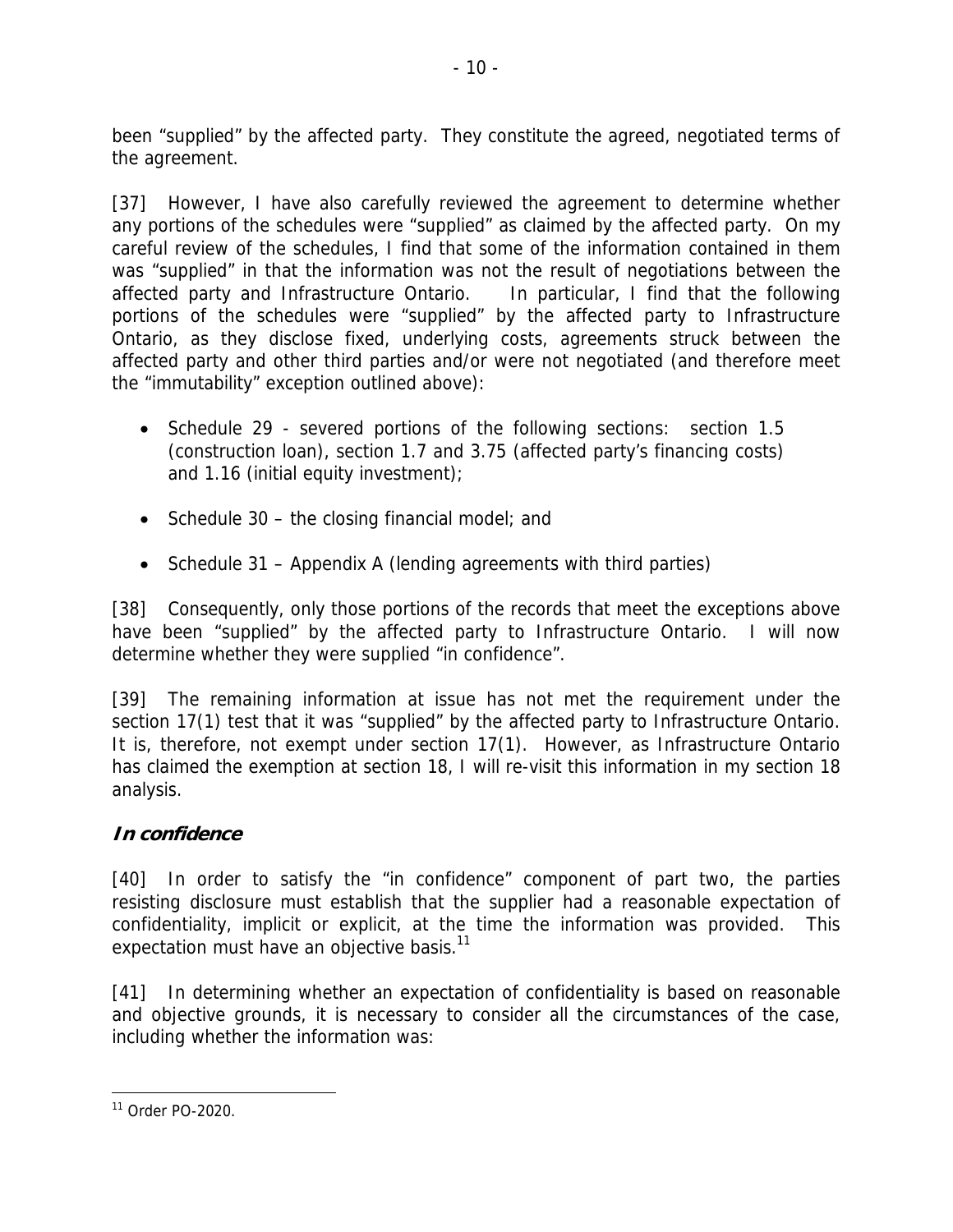been "supplied" by the affected party. They constitute the agreed, negotiated terms of the agreement.

[37] However, I have also carefully reviewed the agreement to determine whether any portions of the schedules were "supplied" as claimed by the affected party. On my careful review of the schedules, I find that some of the information contained in them was "supplied" in that the information was not the result of negotiations between the affected party and Infrastructure Ontario. In particular, I find that the following portions of the schedules were "supplied" by the affected party to Infrastructure Ontario, as they disclose fixed, underlying costs, agreements struck between the affected party and other third parties and/or were not negotiated (and therefore meet the "immutability" exception outlined above):

- Schedule 29 - severed portions of the following sections: section 1.5 (construction loan), section 1.7 and 3.75 (affected party's financing costs) and 1.16 (initial equity investment);
- Schedule 30 – the closing financial model; and
- Schedule 31 – Appendix A (lending agreements with third parties)

[38] Consequently, only those portions of the records that meet the exceptions above have been "supplied" by the affected party to Infrastructure Ontario. I will now determine whether they were supplied "in confidence".

[39] The remaining information at issue has not met the requirement under the section 17(1) test that it was "supplied" by the affected party to Infrastructure Ontario. It is, therefore, not exempt under section 17(1). However, as Infrastructure Ontario has claimed the exemption at section 18, I will re-visit this information in my section 18 analysis.

### *In confidence*

[40] In order to satisfy the "in confidence" component of part two, the parties resisting disclosure must establish that the supplier had a reasonable expectation of confidentiality, implicit or explicit, at the time the information was provided. This expectation must have an objective basis.[11]

[41] In determining whether an expectation of confidentiality is based on reasonable and objective grounds, it is necessary to consider all the circumstances of the case, including whether the information was:

[11] Order PO-2020.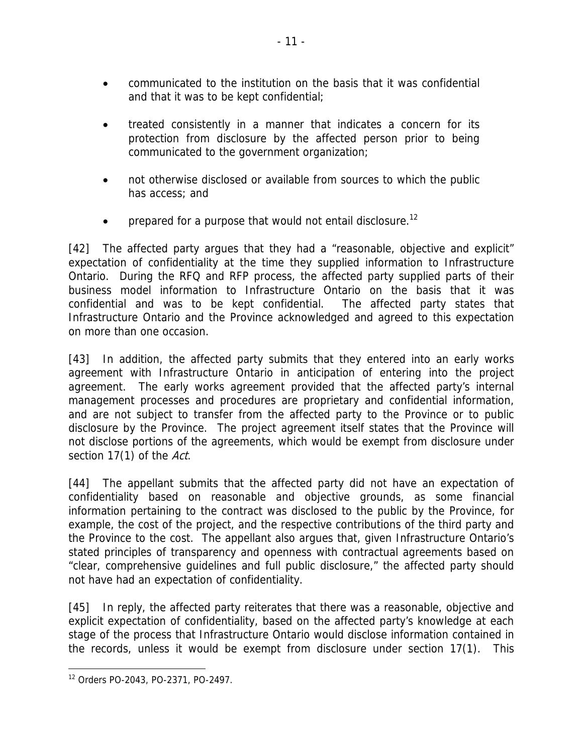- communicated to the institution on the basis that it was confidential and that it was to be kept confidential;
- treated consistently in a manner that indicates a concern for its protection from disclosure by the affected person prior to being communicated to the government organization;
- not otherwise disclosed or available from sources to which the public has access; and
- prepared for a purpose that would not entail disclosure.[12]

[42] The affected party argues that they had a "reasonable, objective and explicit" expectation of confidentiality at the time they supplied information to Infrastructure Ontario. During the RFQ and RFP process, the affected party supplied parts of their business model information to Infrastructure Ontario on the basis that it was confidential and was to be kept confidential. The affected party states that Infrastructure Ontario and the Province acknowledged and agreed to this expectation on more than one occasion.

[43] In addition, the affected party submits that they entered into an early works agreement with Infrastructure Ontario in anticipation of entering into the project agreement. The early works agreement provided that the affected party's internal management processes and procedures are proprietary and confidential information, and are not subject to transfer from the affected party to the Province or to public disclosure by the Province. The project agreement itself states that the Province will not disclose portions of the agreements, which would be exempt from disclosure under section 17(1) of the *Act*.

[44] The appellant submits that the affected party did not have an expectation of confidentiality based on reasonable and objective grounds, as some financial information pertaining to the contract was disclosed to the public by the Province, for example, the cost of the project, and the respective contributions of the third party and the Province to the cost. The appellant also argues that, given Infrastructure Ontario's stated principles of transparency and openness with contractual agreements based on "clear, comprehensive guidelines and full public disclosure," the affected party should not have had an expectation of confidentiality.

[45] In reply, the affected party reiterates that there was a reasonable, objective and explicit expectation of confidentiality, based on the affected party's knowledge at each stage of the process that Infrastructure Ontario would disclose information contained in the records, unless it would be exempt from disclosure under section 17(1). This

[12] Orders PO-2043, PO-2371, PO-2497.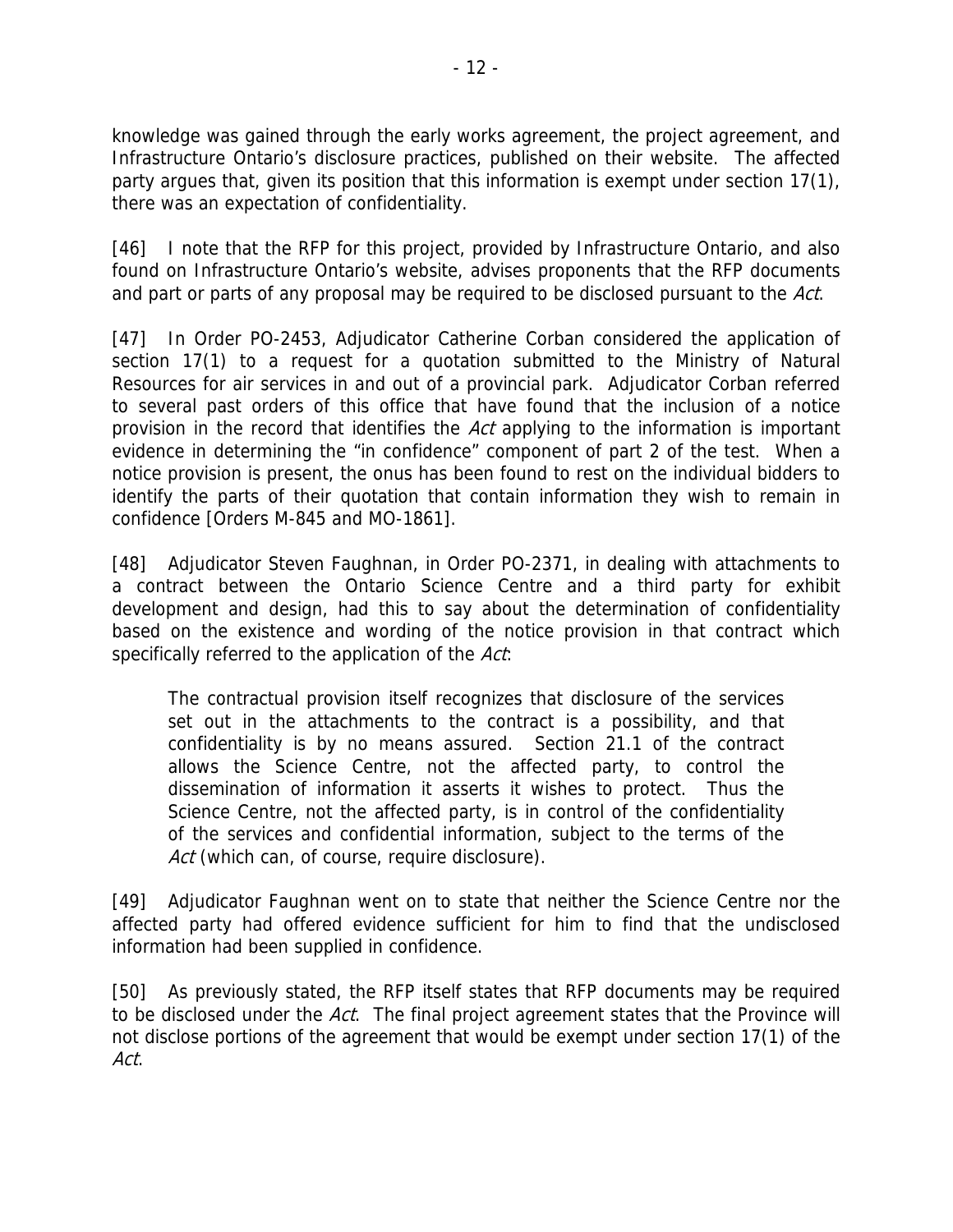knowledge was gained through the early works agreement, the project agreement, and Infrastructure Ontario's disclosure practices, published on their website. The affected party argues that, given its position that this information is exempt under section 17(1), there was an expectation of confidentiality.

[46] I note that the RFP for this project, provided by Infrastructure Ontario, and also found on Infrastructure Ontario's website, advises proponents that the RFP documents and part or parts of any proposal may be required to be disclosed pursuant to the *Act*.

[47] In Order PO-2453, Adjudicator Catherine Corban considered the application of section 17(1) to a request for a quotation submitted to the Ministry of Natural Resources for air services in and out of a provincial park. Adjudicator Corban referred to several past orders of this office that have found that the inclusion of a notice provision in the record that identifies the *Act* applying to the information is important evidence in determining the "in confidence" component of part 2 of the test. When a notice provision is present, the onus has been found to rest on the individual bidders to identify the parts of their quotation that contain information they wish to remain in confidence [Orders M-845 and MO-1861].

[48] Adjudicator Steven Faughnan, in Order PO-2371, in dealing with attachments to a contract between the Ontario Science Centre and a third party for exhibit development and design, had this to say about the determination of confidentiality based on the existence and wording of the notice provision in that contract which specifically referred to the application of the *Act*:

> The contractual provision itself recognizes that disclosure of the services set out in the attachments to the contract is a possibility, and that confidentiality is by no means assured. Section 21.1 of the contract allows the Science Centre, not the affected party, to control the dissemination of information it asserts it wishes to protect. Thus the Science Centre, not the affected party, is in control of the confidentiality of the services and confidential information, subject to the terms of the *Act* (which can, of course, require disclosure).

[49] Adjudicator Faughnan went on to state that neither the Science Centre nor the affected party had offered evidence sufficient for him to find that the undisclosed information had been supplied in confidence.

[50] As previously stated, the RFP itself states that RFP documents may be required to be disclosed under the *Act*. The final project agreement states that the Province will not disclose portions of the agreement that would be exempt under section 17(1) of the *Act*.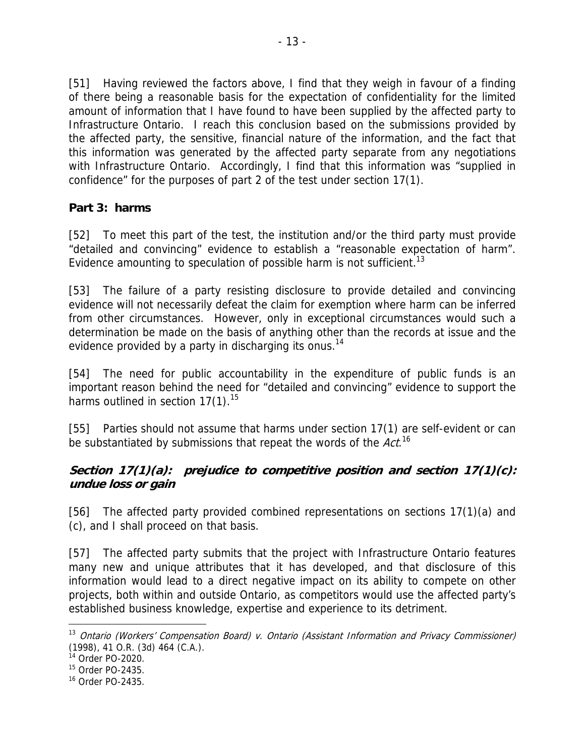[51] Having reviewed the factors above, I find that they weigh in favour of a finding of there being a reasonable basis for the expectation of confidentiality for the limited amount of information that I have found to have been supplied by the affected party to Infrastructure Ontario. I reach this conclusion based on the submissions provided by the affected party, the sensitive, financial nature of the information, and the fact that this information was generated by the affected party separate from any negotiations with Infrastructure Ontario. Accordingly, I find that this information was "supplied in confidence" for the purposes of part 2 of the test under section 17(1).

**Part 3: harms**

[52] To meet this part of the test, the institution and/or the third party must provide "detailed and convincing" evidence to establish a "reasonable expectation of harm". Evidence amounting to speculation of possible harm is not sufficient.[13]

[53] The failure of a party resisting disclosure to provide detailed and convincing evidence will not necessarily defeat the claim for exemption where harm can be inferred from other circumstances. However, only in exceptional circumstances would such a determination be made on the basis of anything other than the records at issue and the evidence provided by a party in discharging its onus.[14]

[54] The need for public accountability in the expenditure of public funds is an important reason behind the need for "detailed and convincing" evidence to support the harms outlined in section 17(1).[15]

[55] Parties should not assume that harms under section 17(1) are self-evident or can be substantiated by submissions that repeat the words of the *Act*.[16]

***Section 17(1)(a): prejudice to competitive position and section 17(1)(c): undue loss or gain***

[56] The affected party provided combined representations on sections 17(1)(a) and (c), and I shall proceed on that basis.

[57] The affected party submits that the project with Infrastructure Ontario features many new and unique attributes that it has developed, and that disclosure of this information would lead to a direct negative impact on its ability to compete on other projects, both within and outside Ontario, as competitors would use the affected party's established business knowledge, expertise and experience to its detriment.

---

[13] *Ontario (Workers' Compensation Board) v. Ontario (Assistant Information and Privacy Commissioner)* (1998), 41 O.R. (3d) 464 (C.A.).

[14] Order PO-2020.

[15] Order PO-2435.

[16] Order PO-2435.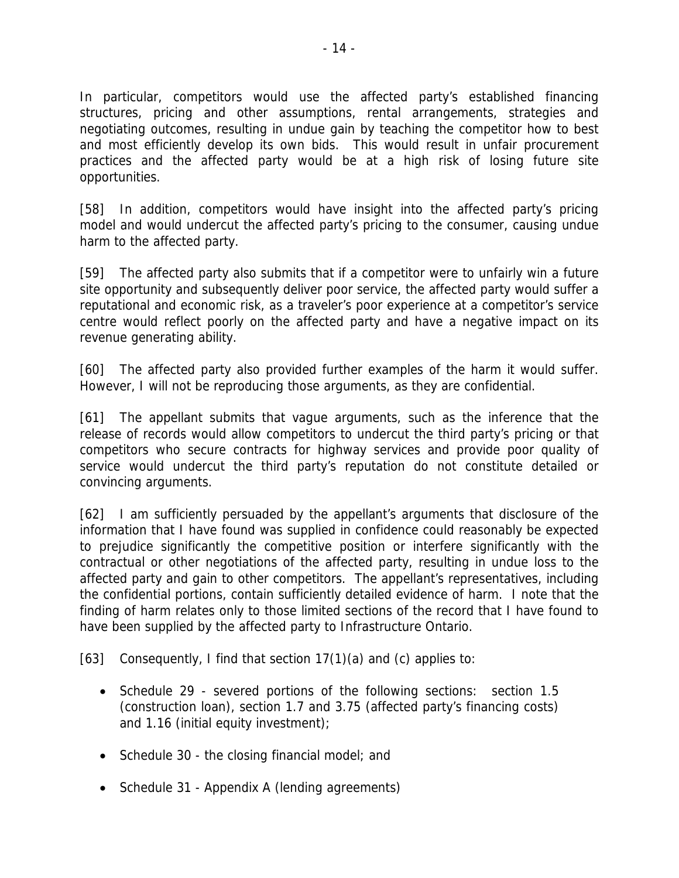In particular, competitors would use the affected party's established financing structures, pricing and other assumptions, rental arrangements, strategies and negotiating outcomes, resulting in undue gain by teaching the competitor how to best and most efficiently develop its own bids. This would result in unfair procurement practices and the affected party would be at a high risk of losing future site opportunities.

[58] In addition, competitors would have insight into the affected party's pricing model and would undercut the affected party's pricing to the consumer, causing undue harm to the affected party.

[59] The affected party also submits that if a competitor were to unfairly win a future site opportunity and subsequently deliver poor service, the affected party would suffer a reputational and economic risk, as a traveler's poor experience at a competitor's service centre would reflect poorly on the affected party and have a negative impact on its revenue generating ability.

[60] The affected party also provided further examples of the harm it would suffer. However, I will not be reproducing those arguments, as they are confidential.

[61] The appellant submits that vague arguments, such as the inference that the release of records would allow competitors to undercut the third party's pricing or that competitors who secure contracts for highway services and provide poor quality of service would undercut the third party's reputation do not constitute detailed or convincing arguments.

[62] I am sufficiently persuaded by the appellant's arguments that disclosure of the information that I have found was supplied in confidence could reasonably be expected to prejudice significantly the competitive position or interfere significantly with the contractual or other negotiations of the affected party, resulting in undue loss to the affected party and gain to other competitors. The appellant's representatives, including the confidential portions, contain sufficiently detailed evidence of harm. I note that the finding of harm relates only to those limited sections of the record that I have found to have been supplied by the affected party to Infrastructure Ontario.

[63] Consequently, I find that section 17(1)(a) and (c) applies to:

- Schedule 29 - severed portions of the following sections: section 1.5 (construction loan), section 1.7 and 3.75 (affected party's financing costs) and 1.16 (initial equity investment);
- Schedule 30 - the closing financial model; and
- Schedule 31 - Appendix A (lending agreements)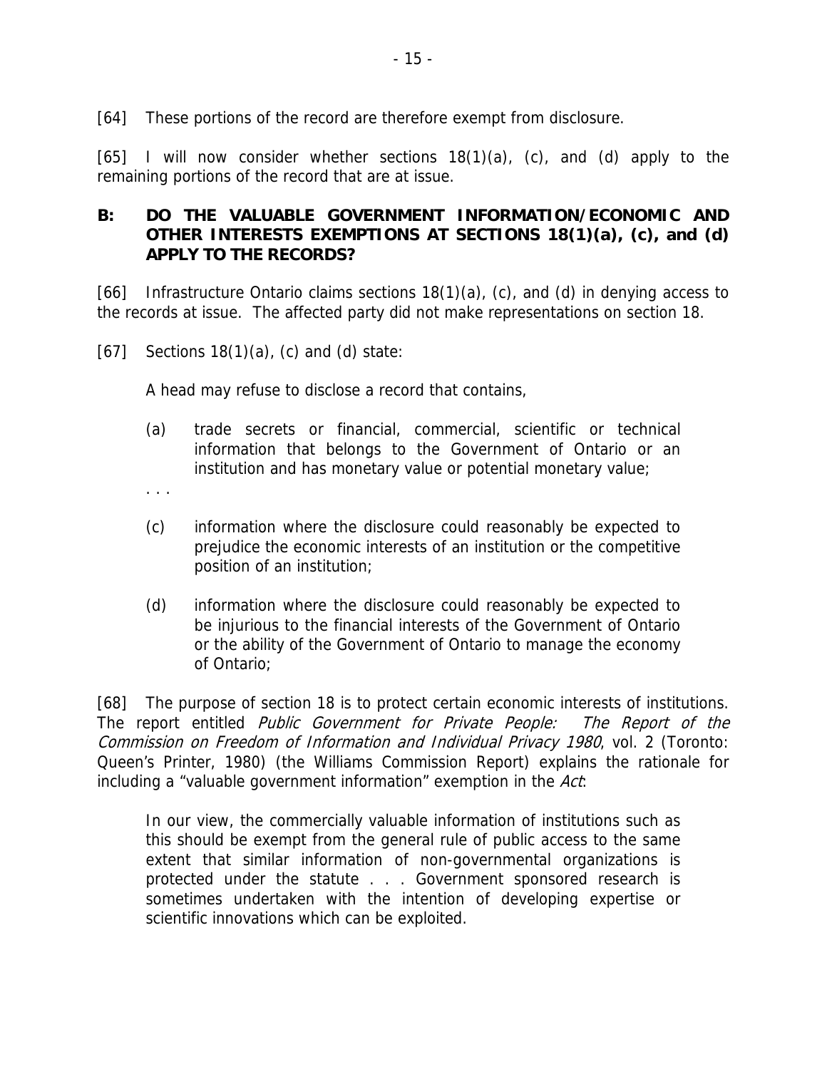[64] These portions of the record are therefore exempt from disclosure.

[65] I will now consider whether sections 18(1)(a), (c), and (d) apply to the remaining portions of the record that are at issue.

## B: DO THE VALUABLE GOVERNMENT INFORMATION/ECONOMIC AND OTHER INTERESTS EXEMPTIONS AT SECTIONS 18(1)(a), (c), and (d) APPLY TO THE RECORDS?

[66] Infrastructure Ontario claims sections 18(1)(a), (c), and (d) in denying access to the records at issue. The affected party did not make representations on section 18.

[67] Sections 18(1)(a), (c) and (d) state:

> A head may refuse to disclose a record that contains,
>
> (a) trade secrets or financial, commercial, scientific or technical information that belongs to the Government of Ontario or an institution and has monetary value or potential monetary value;
>
> . . .
>
> (c) information where the disclosure could reasonably be expected to prejudice the economic interests of an institution or the competitive position of an institution;
>
> (d) information where the disclosure could reasonably be expected to be injurious to the financial interests of the Government of Ontario or the ability of the Government of Ontario to manage the economy of Ontario;

[68] The purpose of section 18 is to protect certain economic interests of institutions. The report entitled *Public Government for Private People: The Report of the Commission on Freedom of Information and Individual Privacy 1980*, vol. 2 (Toronto: Queen's Printer, 1980) (the Williams Commission Report) explains the rationale for including a "valuable government information" exemption in the *Act*:

> In our view, the commercially valuable information of institutions such as this should be exempt from the general rule of public access to the same extent that similar information of non-governmental organizations is protected under the statute . . . Government sponsored research is sometimes undertaken with the intention of developing expertise or scientific innovations which can be exploited.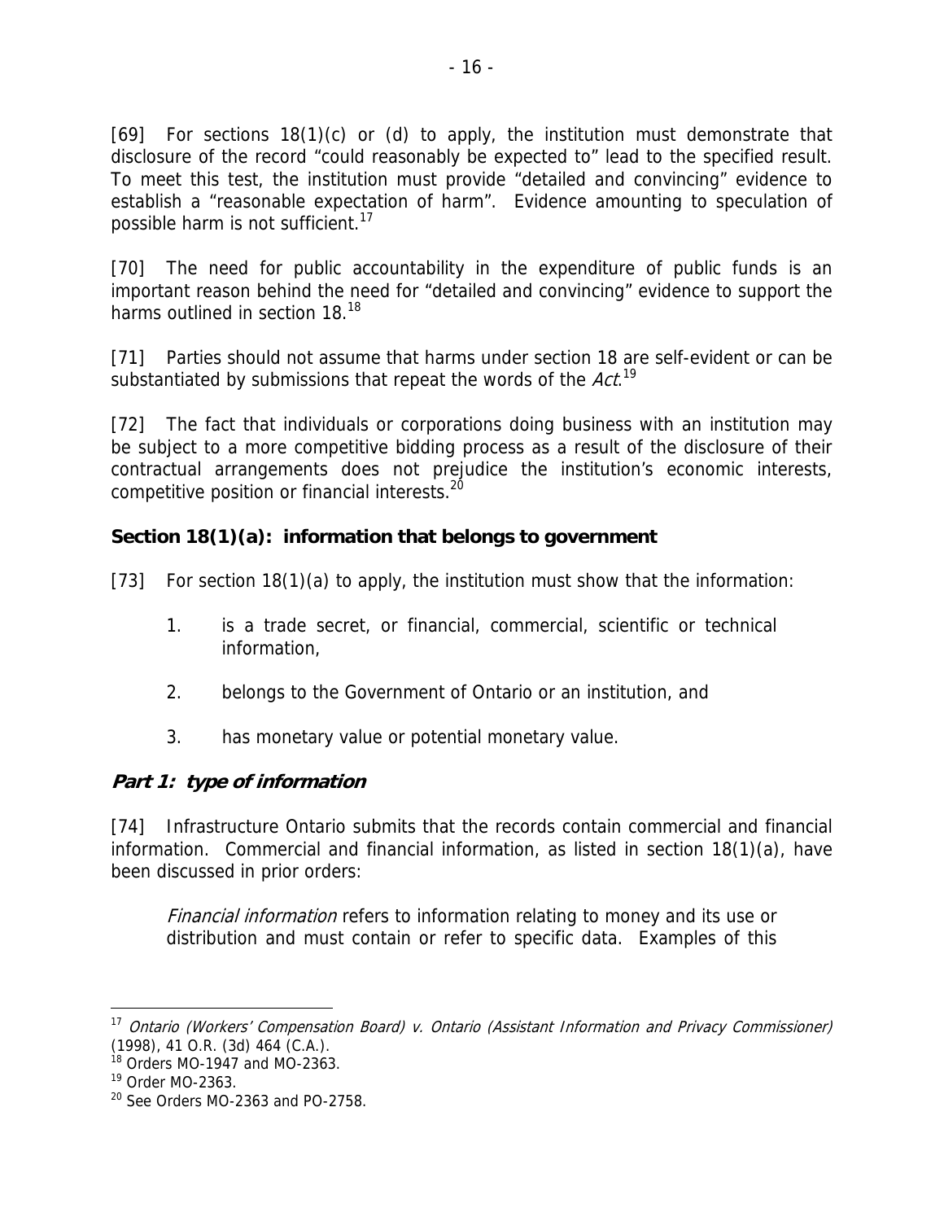[69] For sections 18(1)(c) or (d) to apply, the institution must demonstrate that disclosure of the record "could reasonably be expected to" lead to the specified result. To meet this test, the institution must provide "detailed and convincing" evidence to establish a "reasonable expectation of harm". Evidence amounting to speculation of possible harm is not sufficient.[17]

[70] The need for public accountability in the expenditure of public funds is an important reason behind the need for "detailed and convincing" evidence to support the harms outlined in section 18.[18]

[71] Parties should not assume that harms under section 18 are self-evident or can be substantiated by submissions that repeat the words of the *Act*.[19]

[72] The fact that individuals or corporations doing business with an institution may be subject to a more competitive bidding process as a result of the disclosure of their contractual arrangements does not prejudice the institution's economic interests, competitive position or financial interests.[20]

## Section 18(1)(a): information that belongs to government

[73] For section 18(1)(a) to apply, the institution must show that the information:

1. is a trade secret, or financial, commercial, scientific or technical information,
2. belongs to the Government of Ontario or an institution, and
3. has monetary value or potential monetary value.

### *Part 1: type of information*

[74] Infrastructure Ontario submits that the records contain commercial and financial information. Commercial and financial information, as listed in section 18(1)(a), have been discussed in prior orders:

> *Financial information* refers to information relating to money and its use or distribution and must contain or refer to specific data. Examples of this

---

[17] *Ontario (Workers' Compensation Board) v. Ontario (Assistant Information and Privacy Commissioner)* (1998), 41 O.R. (3d) 464 (C.A.).

[18] Orders MO-1947 and MO-2363.

[19] Order MO-2363.

[20] See Orders MO-2363 and PO-2758.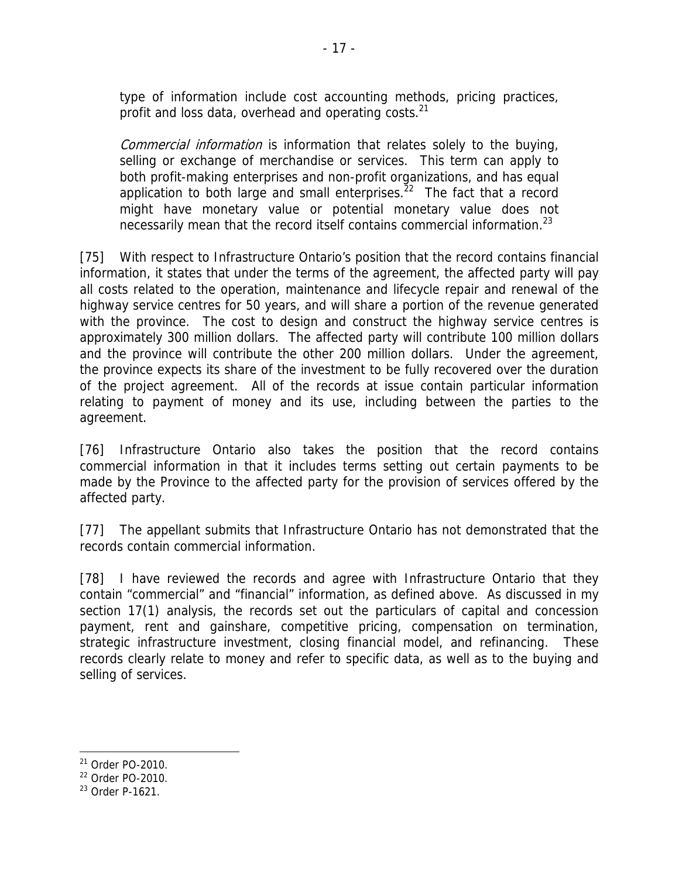type of information include cost accounting methods, pricing practices, profit and loss data, overhead and operating costs.[21]

*Commercial information* is information that relates solely to the buying, selling or exchange of merchandise or services. This term can apply to both profit-making enterprises and non-profit organizations, and has equal application to both large and small enterprises.[22] The fact that a record might have monetary value or potential monetary value does not necessarily mean that the record itself contains commercial information.[23]

[75] With respect to Infrastructure Ontario's position that the record contains financial information, it states that under the terms of the agreement, the affected party will pay all costs related to the operation, maintenance and lifecycle repair and renewal of the highway service centres for 50 years, and will share a portion of the revenue generated with the province. The cost to design and construct the highway service centres is approximately 300 million dollars. The affected party will contribute 100 million dollars and the province will contribute the other 200 million dollars. Under the agreement, the province expects its share of the investment to be fully recovered over the duration of the project agreement. All of the records at issue contain particular information relating to payment of money and its use, including between the parties to the agreement.

[76] Infrastructure Ontario also takes the position that the record contains commercial information in that it includes terms setting out certain payments to be made by the Province to the affected party for the provision of services offered by the affected party.

[77] The appellant submits that Infrastructure Ontario has not demonstrated that the records contain commercial information.

[78] I have reviewed the records and agree with Infrastructure Ontario that they contain "commercial" and "financial" information, as defined above. As discussed in my section 17(1) analysis, the records set out the particulars of capital and concession payment, rent and gainshare, competitive pricing, compensation on termination, strategic infrastructure investment, closing financial model, and refinancing. These records clearly relate to money and refer to specific data, as well as to the buying and selling of services.

---

[21] Order PO-2010.
[22] Order PO-2010.
[23] Order P-1621.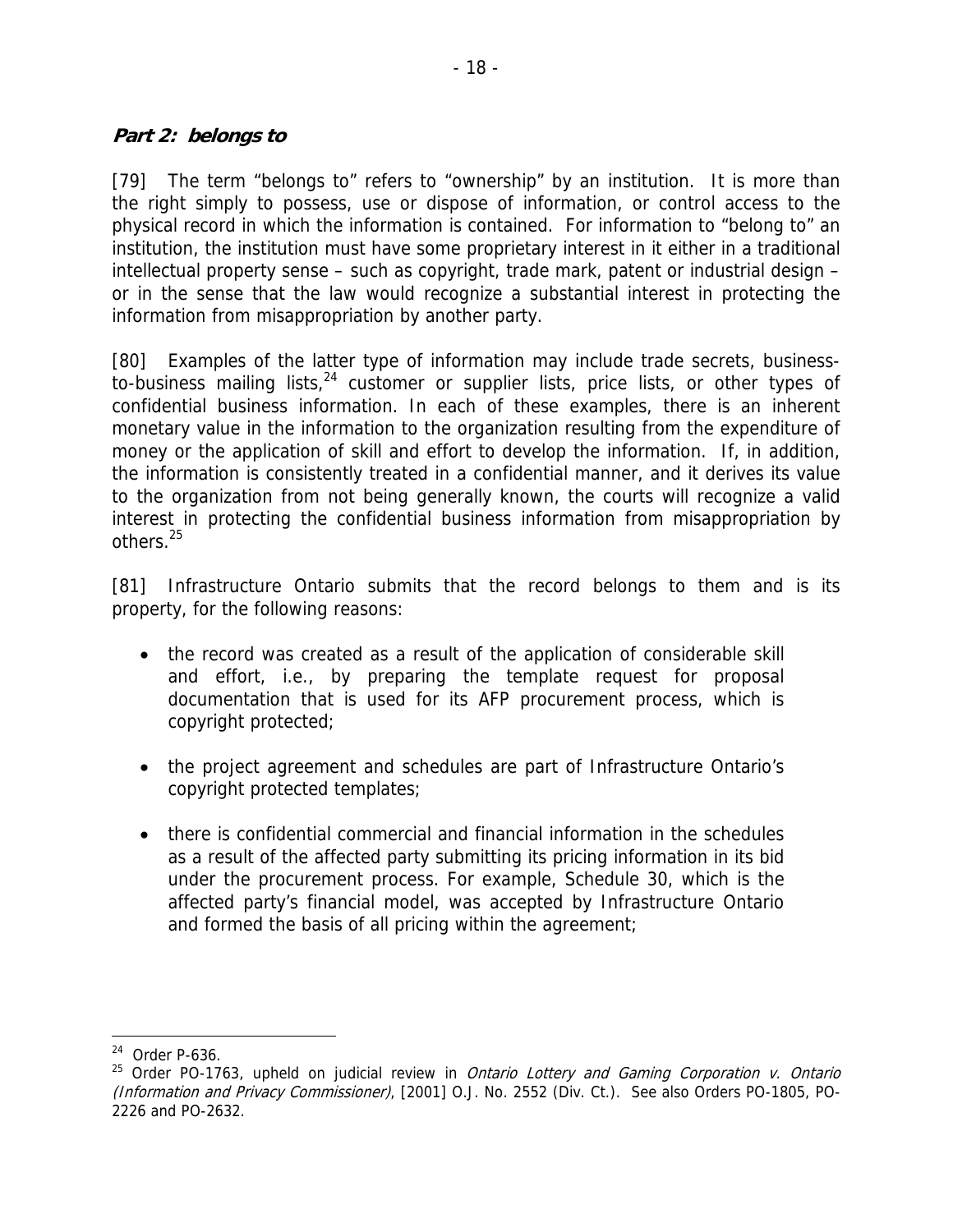### *Part 2: belongs to*

[79] The term “belongs to” refers to “ownership” by an institution. It is more than the right simply to possess, use or dispose of information, or control access to the physical record in which the information is contained. For information to “belong to” an institution, the institution must have some proprietary interest in it either in a traditional intellectual property sense – such as copyright, trade mark, patent or industrial design – or in the sense that the law would recognize a substantial interest in protecting the information from misappropriation by another party.

[80] Examples of the latter type of information may include trade secrets, business-to-business mailing lists,[24] customer or supplier lists, price lists, or other types of confidential business information. In each of these examples, there is an inherent monetary value in the information to the organization resulting from the expenditure of money or the application of skill and effort to develop the information. If, in addition, the information is consistently treated in a confidential manner, and it derives its value to the organization from not being generally known, the courts will recognize a valid interest in protecting the confidential business information from misappropriation by others.[25]

[81] Infrastructure Ontario submits that the record belongs to them and is its property, for the following reasons:

- the record was created as a result of the application of considerable skill and effort, i.e., by preparing the template request for proposal documentation that is used for its AFP procurement process, which is copyright protected;
- the project agreement and schedules are part of Infrastructure Ontario’s copyright protected templates;
- there is confidential commercial and financial information in the schedules as a result of the affected party submitting its pricing information in its bid under the procurement process. For example, Schedule 30, which is the affected party’s financial model, was accepted by Infrastructure Ontario and formed the basis of all pricing within the agreement;

---

[24] Order P-636.

[25] Order PO-1763, upheld on judicial review in *Ontario Lottery and Gaming Corporation v. Ontario (Information and Privacy Commissioner)*, [2001] O.J. No. 2552 (Div. Ct.). See also Orders PO-1805, PO-2226 and PO-2632.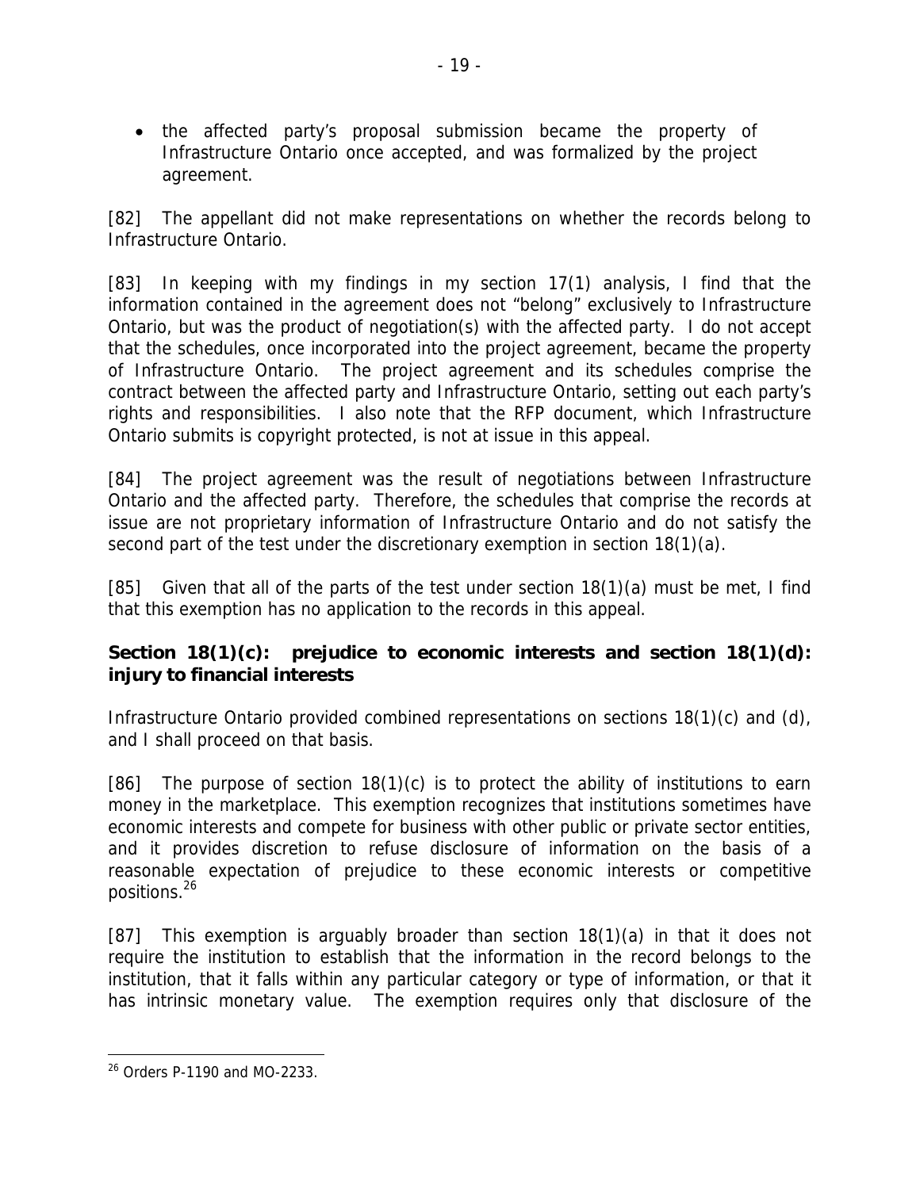- the affected party's proposal submission became the property of Infrastructure Ontario once accepted, and was formalized by the project agreement.

[82] The appellant did not make representations on whether the records belong to Infrastructure Ontario.

[83] In keeping with my findings in my section 17(1) analysis, I find that the information contained in the agreement does not "belong" exclusively to Infrastructure Ontario, but was the product of negotiation(s) with the affected party. I do not accept that the schedules, once incorporated into the project agreement, became the property of Infrastructure Ontario. The project agreement and its schedules comprise the contract between the affected party and Infrastructure Ontario, setting out each party's rights and responsibilities. I also note that the RFP document, which Infrastructure Ontario submits is copyright protected, is not at issue in this appeal.

[84] The project agreement was the result of negotiations between Infrastructure Ontario and the affected party. Therefore, the schedules that comprise the records at issue are not proprietary information of Infrastructure Ontario and do not satisfy the second part of the test under the discretionary exemption in section 18(1)(a).

[85] Given that all of the parts of the test under section 18(1)(a) must be met, I find that this exemption has no application to the records in this appeal.

**Section 18(1)(c): prejudice to economic interests and section 18(1)(d): injury to financial interests**

Infrastructure Ontario provided combined representations on sections 18(1)(c) and (d), and I shall proceed on that basis.

[86] The purpose of section 18(1)(c) is to protect the ability of institutions to earn money in the marketplace. This exemption recognizes that institutions sometimes have economic interests and compete for business with other public or private sector entities, and it provides discretion to refuse disclosure of information on the basis of a reasonable expectation of prejudice to these economic interests or competitive positions.[26]

[87] This exemption is arguably broader than section 18(1)(a) in that it does not require the institution to establish that the information in the record belongs to the institution, that it falls within any particular category or type of information, or that it has intrinsic monetary value. The exemption requires only that disclosure of the

[26] Orders P-1190 and MO-2233.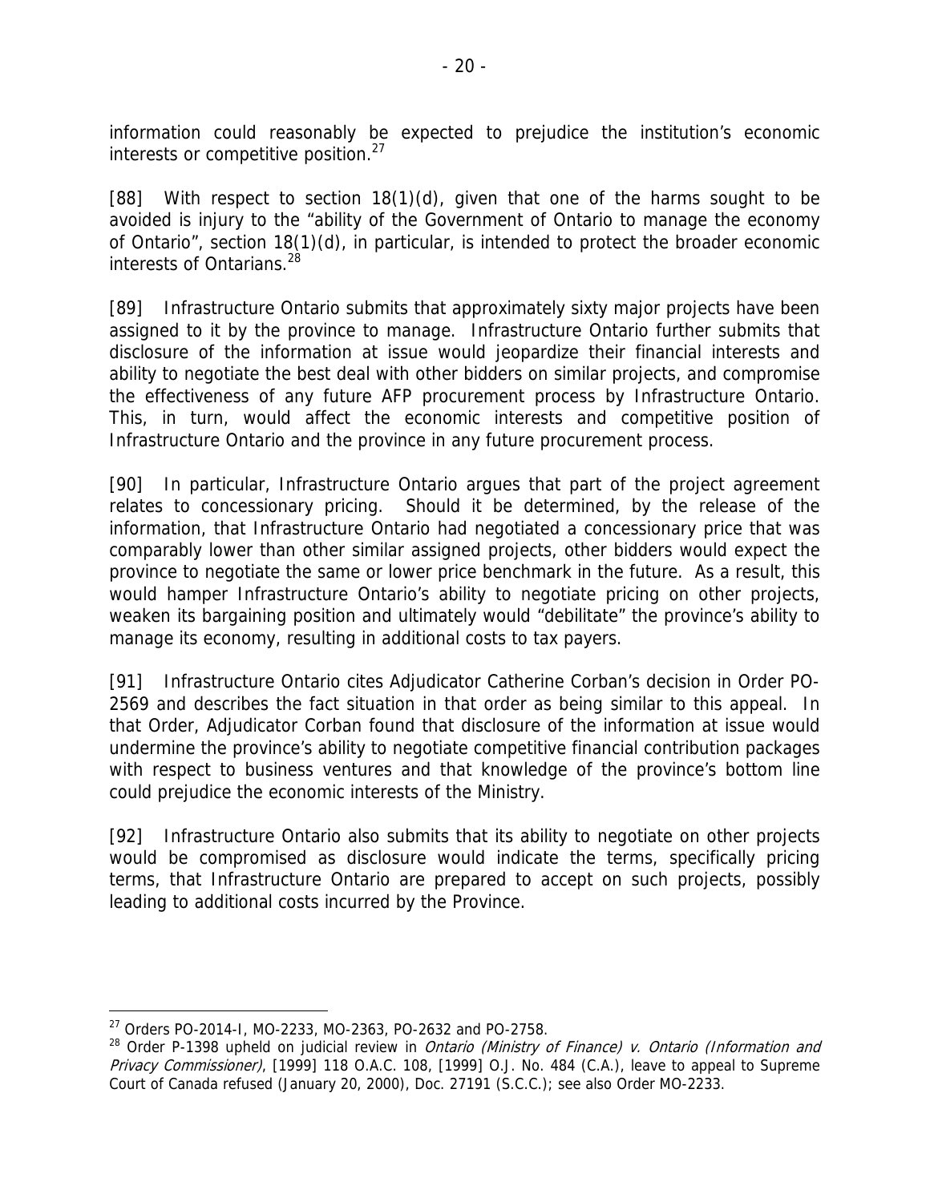information could reasonably be expected to prejudice the institution's economic interests or competitive position.[27]

[88] With respect to section 18(1)(d), given that one of the harms sought to be avoided is injury to the "ability of the Government of Ontario to manage the economy of Ontario", section 18(1)(d), in particular, is intended to protect the broader economic interests of Ontarians.[28]

[89] Infrastructure Ontario submits that approximately sixty major projects have been assigned to it by the province to manage. Infrastructure Ontario further submits that disclosure of the information at issue would jeopardize their financial interests and ability to negotiate the best deal with other bidders on similar projects, and compromise the effectiveness of any future AFP procurement process by Infrastructure Ontario. This, in turn, would affect the economic interests and competitive position of Infrastructure Ontario and the province in any future procurement process.

[90] In particular, Infrastructure Ontario argues that part of the project agreement relates to concessionary pricing. Should it be determined, by the release of the information, that Infrastructure Ontario had negotiated a concessionary price that was comparably lower than other similar assigned projects, other bidders would expect the province to negotiate the same or lower price benchmark in the future. As a result, this would hamper Infrastructure Ontario's ability to negotiate pricing on other projects, weaken its bargaining position and ultimately would "debilitate" the province's ability to manage its economy, resulting in additional costs to tax payers.

[91] Infrastructure Ontario cites Adjudicator Catherine Corban's decision in Order PO-2569 and describes the fact situation in that order as being similar to this appeal. In that Order, Adjudicator Corban found that disclosure of the information at issue would undermine the province's ability to negotiate competitive financial contribution packages with respect to business ventures and that knowledge of the province's bottom line could prejudice the economic interests of the Ministry.

[92] Infrastructure Ontario also submits that its ability to negotiate on other projects would be compromised as disclosure would indicate the terms, specifically pricing terms, that Infrastructure Ontario are prepared to accept on such projects, possibly leading to additional costs incurred by the Province.

---

[27] Orders PO-2014-I, MO-2233, MO-2363, PO-2632 and PO-2758.

[28] Order P-1398 upheld on judicial review in *Ontario (Ministry of Finance) v. Ontario (Information and Privacy Commissioner)*, [1999] 118 O.A.C. 108, [1999] O.J. No. 484 (C.A.), leave to appeal to Supreme Court of Canada refused (January 20, 2000), Doc. 27191 (S.C.C.); see also Order MO-2233.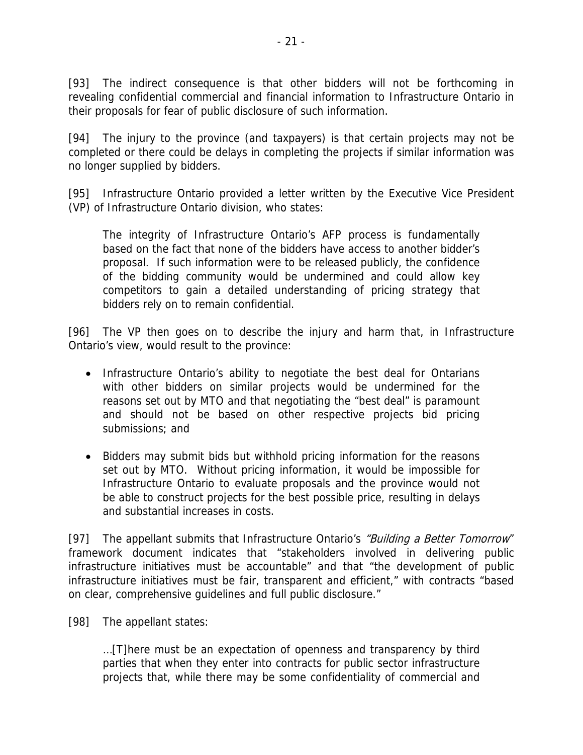[93] The indirect consequence is that other bidders will not be forthcoming in revealing confidential commercial and financial information to Infrastructure Ontario in their proposals for fear of public disclosure of such information.

[94] The injury to the province (and taxpayers) is that certain projects may not be completed or there could be delays in completing the projects if similar information was no longer supplied by bidders.

[95] Infrastructure Ontario provided a letter written by the Executive Vice President (VP) of Infrastructure Ontario division, who states:

> The integrity of Infrastructure Ontario's AFP process is fundamentally based on the fact that none of the bidders have access to another bidder's proposal. If such information were to be released publicly, the confidence of the bidding community would be undermined and could allow key competitors to gain a detailed understanding of pricing strategy that bidders rely on to remain confidential.

[96] The VP then goes on to describe the injury and harm that, in Infrastructure Ontario's view, would result to the province:

- Infrastructure Ontario's ability to negotiate the best deal for Ontarians with other bidders on similar projects would be undermined for the reasons set out by MTO and that negotiating the "best deal" is paramount and should not be based on other respective projects bid pricing submissions; and
- Bidders may submit bids but withhold pricing information for the reasons set out by MTO. Without pricing information, it would be impossible for Infrastructure Ontario to evaluate proposals and the province would not be able to construct projects for the best possible price, resulting in delays and substantial increases in costs.

[97] The appellant submits that Infrastructure Ontario's *"Building a Better Tomorrow"* framework document indicates that "stakeholders involved in delivering public infrastructure initiatives must be accountable" and that "the development of public infrastructure initiatives must be fair, transparent and efficient," with contracts "based on clear, comprehensive guidelines and full public disclosure."

[98] The appellant states:

> ...[T]here must be an expectation of openness and transparency by third parties that when they enter into contracts for public sector infrastructure projects that, while there may be some confidentiality of commercial and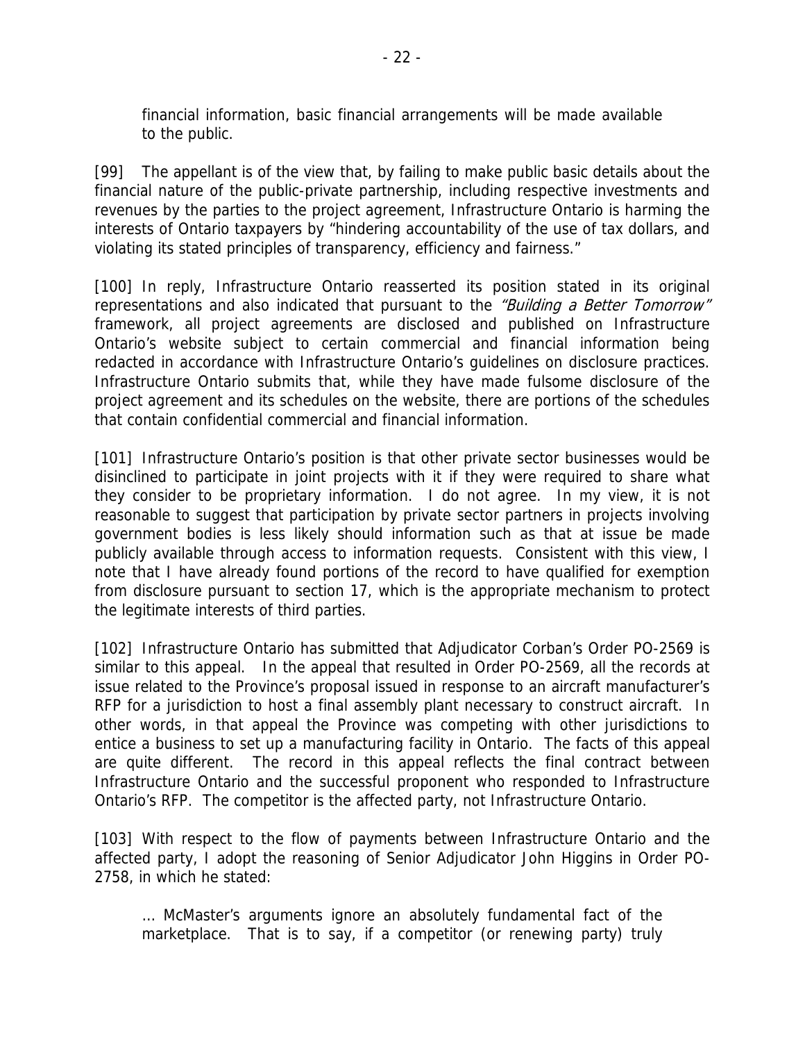> financial information, basic financial arrangements will be made available to the public.

[99] The appellant is of the view that, by failing to make public basic details about the financial nature of the public-private partnership, including respective investments and revenues by the parties to the project agreement, Infrastructure Ontario is harming the interests of Ontario taxpayers by "hindering accountability of the use of tax dollars, and violating its stated principles of transparency, efficiency and fairness."

[100] In reply, Infrastructure Ontario reasserted its position stated in its original representations and also indicated that pursuant to the *"Building a Better Tomorrow"* framework, all project agreements are disclosed and published on Infrastructure Ontario's website subject to certain commercial and financial information being redacted in accordance with Infrastructure Ontario's guidelines on disclosure practices. Infrastructure Ontario submits that, while they have made fulsome disclosure of the project agreement and its schedules on the website, there are portions of the schedules that contain confidential commercial and financial information.

[101] Infrastructure Ontario's position is that other private sector businesses would be disinclined to participate in joint projects with it if they were required to share what they consider to be proprietary information. I do not agree. In my view, it is not reasonable to suggest that participation by private sector partners in projects involving government bodies is less likely should information such as that at issue be made publicly available through access to information requests. Consistent with this view, I note that I have already found portions of the record to have qualified for exemption from disclosure pursuant to section 17, which is the appropriate mechanism to protect the legitimate interests of third parties.

[102] Infrastructure Ontario has submitted that Adjudicator Corban's Order PO-2569 is similar to this appeal. In the appeal that resulted in Order PO-2569, all the records at issue related to the Province's proposal issued in response to an aircraft manufacturer's RFP for a jurisdiction to host a final assembly plant necessary to construct aircraft. In other words, in that appeal the Province was competing with other jurisdictions to entice a business to set up a manufacturing facility in Ontario. The facts of this appeal are quite different. The record in this appeal reflects the final contract between Infrastructure Ontario and the successful proponent who responded to Infrastructure Ontario's RFP. The competitor is the affected party, not Infrastructure Ontario.

[103] With respect to the flow of payments between Infrastructure Ontario and the affected party, I adopt the reasoning of Senior Adjudicator John Higgins in Order PO-2758, in which he stated:

> … McMaster's arguments ignore an absolutely fundamental fact of the marketplace. That is to say, if a competitor (or renewing party) truly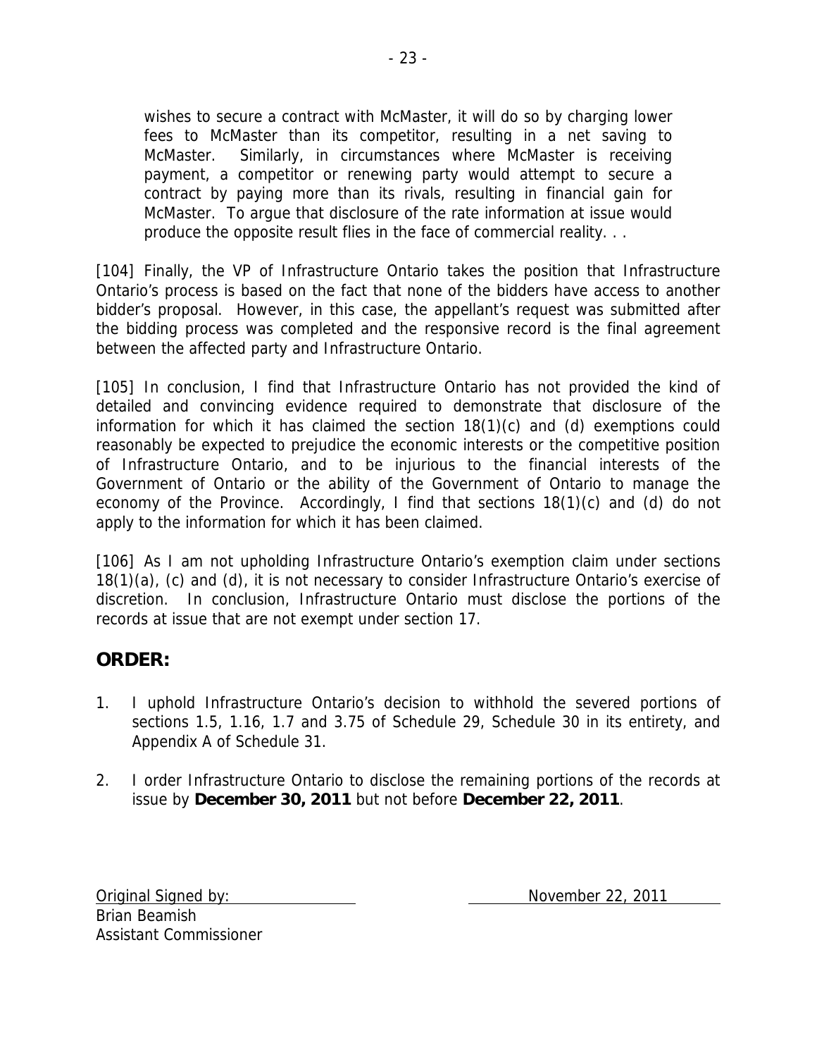wishes to secure a contract with McMaster, it will do so by charging lower fees to McMaster than its competitor, resulting in a net saving to McMaster. Similarly, in circumstances where McMaster is receiving payment, a competitor or renewing party would attempt to secure a contract by paying more than its rivals, resulting in financial gain for McMaster. To argue that disclosure of the rate information at issue would produce the opposite result flies in the face of commercial reality. . .

[104] Finally, the VP of Infrastructure Ontario takes the position that Infrastructure Ontario's process is based on the fact that none of the bidders have access to another bidder's proposal. However, in this case, the appellant's request was submitted after the bidding process was completed and the responsive record is the final agreement between the affected party and Infrastructure Ontario.

[105] In conclusion, I find that Infrastructure Ontario has not provided the kind of detailed and convincing evidence required to demonstrate that disclosure of the information for which it has claimed the section 18(1)(c) and (d) exemptions could reasonably be expected to prejudice the economic interests or the competitive position of Infrastructure Ontario, and to be injurious to the financial interests of the Government of Ontario or the ability of the Government of Ontario to manage the economy of the Province. Accordingly, I find that sections 18(1)(c) and (d) do not apply to the information for which it has been claimed.

[106] As I am not upholding Infrastructure Ontario's exemption claim under sections 18(1)(a), (c) and (d), it is not necessary to consider Infrastructure Ontario's exercise of discretion. In conclusion, Infrastructure Ontario must disclose the portions of the records at issue that are not exempt under section 17.

## ORDER:

1. I uphold Infrastructure Ontario's decision to withhold the severed portions of sections 1.5, 1.16, 1.7 and 3.75 of Schedule 29, Schedule 30 in its entirety, and Appendix A of Schedule 31.

2. I order Infrastructure Ontario to disclose the remaining portions of the records at issue by **December 30, 2011** but not before **December 22, 2011**.

Original Signed by: November 22, 2011
Brian Beamish
Assistant Commissioner